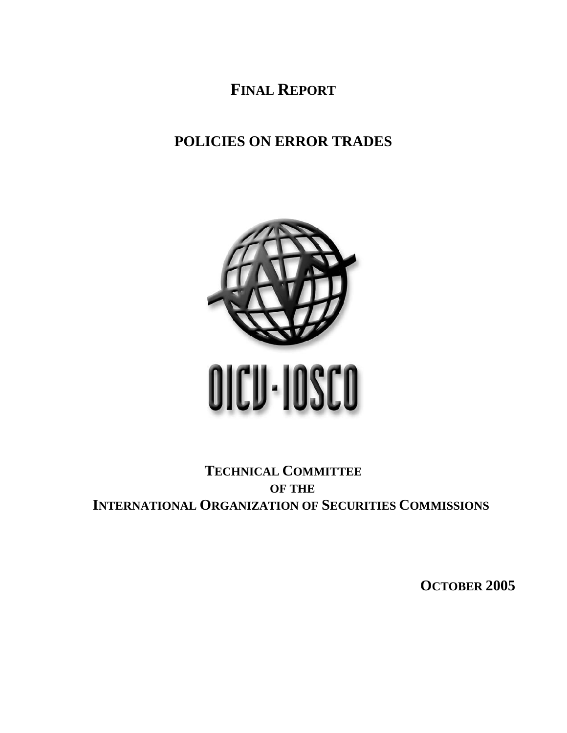# FINAL REPORT

# POLICIES ON ERROR TRADES

OICU-IOSCO

**TECHNICAL COMMITTEE**
**OF THE**
**INTERNATIONAL ORGANIZATION OF SECURITIES COMMISSIONS**

**OCTOBER 2005**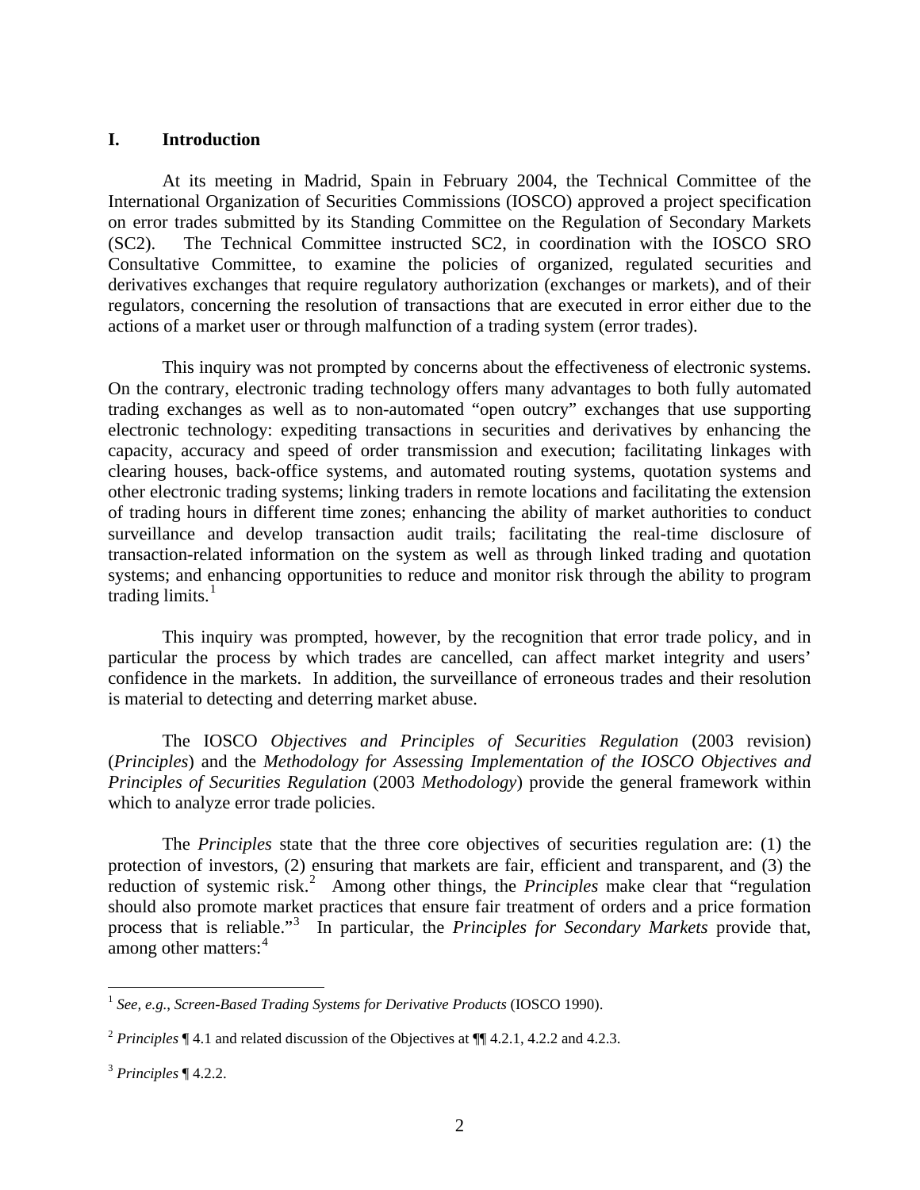## I. Introduction

At its meeting in Madrid, Spain in February 2004, the Technical Committee of the International Organization of Securities Commissions (IOSCO) approved a project specification on error trades submitted by its Standing Committee on the Regulation of Secondary Markets (SC2). The Technical Committee instructed SC2, in coordination with the IOSCO SRO Consultative Committee, to examine the policies of organized, regulated securities and derivatives exchanges that require regulatory authorization (exchanges or markets), and of their regulators, concerning the resolution of transactions that are executed in error either due to the actions of a market user or through malfunction of a trading system (error trades).

This inquiry was not prompted by concerns about the effectiveness of electronic systems. On the contrary, electronic trading technology offers many advantages to both fully automated trading exchanges as well as to non-automated "open outcry" exchanges that use supporting electronic technology: expediting transactions in securities and derivatives by enhancing the capacity, accuracy and speed of order transmission and execution; facilitating linkages with clearing houses, back-office systems, and automated routing systems, quotation systems and other electronic trading systems; linking traders in remote locations and facilitating the extension of trading hours in different time zones; enhancing the ability of market authorities to conduct surveillance and develop transaction audit trails; facilitating the real-time disclosure of transaction-related information on the system as well as through linked trading and quotation systems; and enhancing opportunities to reduce and monitor risk through the ability to program trading limits.[1]

This inquiry was prompted, however, by the recognition that error trade policy, and in particular the process by which trades are cancelled, can affect market integrity and users' confidence in the markets. In addition, the surveillance of erroneous trades and their resolution is material to detecting and deterring market abuse.

The IOSCO *Objectives and Principles of Securities Regulation* (2003 revision) (*Principles*) and the *Methodology for Assessing Implementation of the IOSCO Objectives and Principles of Securities Regulation* (2003 *Methodology*) provide the general framework within which to analyze error trade policies.

The *Principles* state that the three core objectives of securities regulation are: (1) the protection of investors, (2) ensuring that markets are fair, efficient and transparent, and (3) the reduction of systemic risk.[2] Among other things, the *Principles* make clear that "regulation should also promote market practices that ensure fair treatment of orders and a price formation process that is reliable."[3] In particular, the *Principles for Secondary Markets* provide that, among other matters:[4]

---

[1] *See, e.g.*, *Screen-Based Trading Systems for Derivative Products* (IOSCO 1990).

[2] *Principles* ¶ 4.1 and related discussion of the Objectives at ¶¶ 4.2.1, 4.2.2 and 4.2.3.

[3] *Principles* ¶ 4.2.2.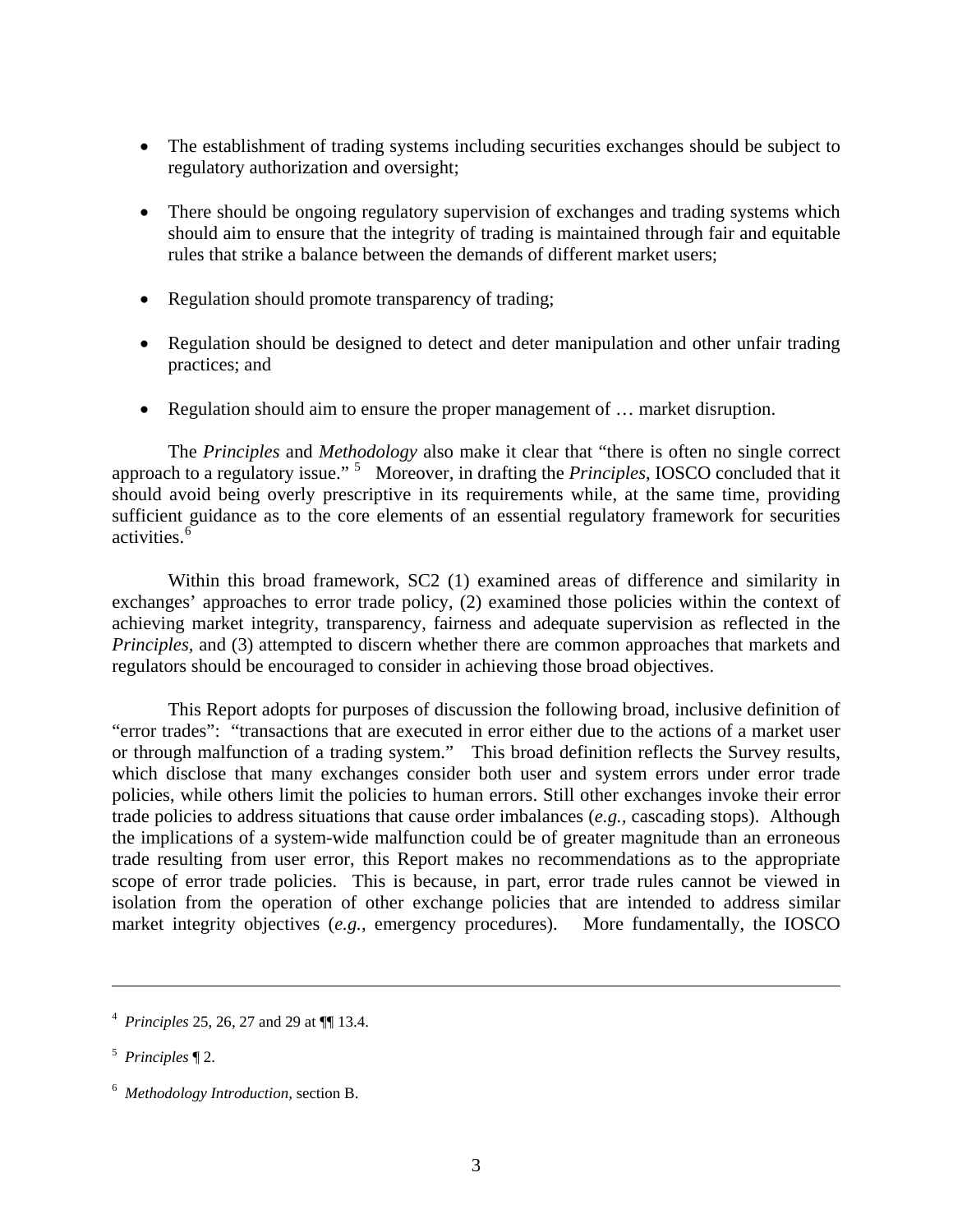- The establishment of trading systems including securities exchanges should be subject to regulatory authorization and oversight;

- There should be ongoing regulatory supervision of exchanges and trading systems which should aim to ensure that the integrity of trading is maintained through fair and equitable rules that strike a balance between the demands of different market users;

- Regulation should promote transparency of trading;

- Regulation should be designed to detect and deter manipulation and other unfair trading practices; and

- Regulation should aim to ensure the proper management of … market disruption.

The *Principles* and *Methodology* also make it clear that "there is often no single correct approach to a regulatory issue." [5] Moreover, in drafting the *Principles*, IOSCO concluded that it should avoid being overly prescriptive in its requirements while, at the same time, providing sufficient guidance as to the core elements of an essential regulatory framework for securities activities.[6]

Within this broad framework, SC2 (1) examined areas of difference and similarity in exchanges' approaches to error trade policy, (2) examined those policies within the context of achieving market integrity, transparency, fairness and adequate supervision as reflected in the *Principles*, and (3) attempted to discern whether there are common approaches that markets and regulators should be encouraged to consider in achieving those broad objectives.

This Report adopts for purposes of discussion the following broad, inclusive definition of "error trades": "transactions that are executed in error either due to the actions of a market user or through malfunction of a trading system." This broad definition reflects the Survey results, which disclose that many exchanges consider both user and system errors under error trade policies, while others limit the policies to human errors. Still other exchanges invoke their error trade policies to address situations that cause order imbalances (*e.g.,* cascading stops). Although the implications of a system-wide malfunction could be of greater magnitude than an erroneous trade resulting from user error, this Report makes no recommendations as to the appropriate scope of error trade policies. This is because, in part, error trade rules cannot be viewed in isolation from the operation of other exchange policies that are intended to address similar market integrity objectives (*e.g.,* emergency procedures). More fundamentally, the IOSCO

---

[4] *Principles* 25, 26, 27 and 29 at ¶¶ 13.4.

[5] *Principles* ¶ 2.

[6] *Methodology Introduction,* section B.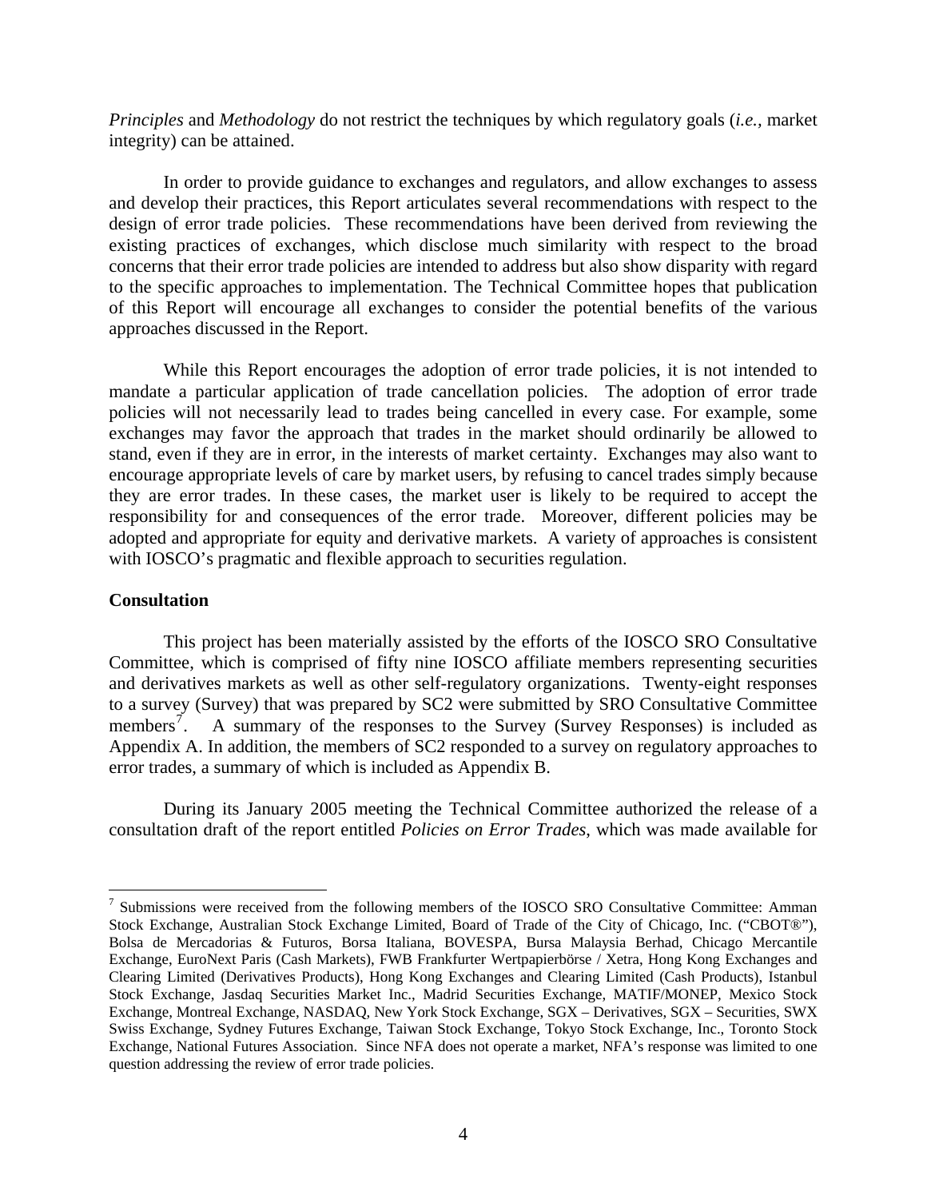*Principles* and *Methodology* do not restrict the techniques by which regulatory goals (*i.e.*, market integrity) can be attained.

In order to provide guidance to exchanges and regulators, and allow exchanges to assess and develop their practices, this Report articulates several recommendations with respect to the design of error trade policies. These recommendations have been derived from reviewing the existing practices of exchanges, which disclose much similarity with respect to the broad concerns that their error trade policies are intended to address but also show disparity with regard to the specific approaches to implementation. The Technical Committee hopes that publication of this Report will encourage all exchanges to consider the potential benefits of the various approaches discussed in the Report.

While this Report encourages the adoption of error trade policies, it is not intended to mandate a particular application of trade cancellation policies. The adoption of error trade policies will not necessarily lead to trades being cancelled in every case. For example, some exchanges may favor the approach that trades in the market should ordinarily be allowed to stand, even if they are in error, in the interests of market certainty. Exchanges may also want to encourage appropriate levels of care by market users, by refusing to cancel trades simply because they are error trades. In these cases, the market user is likely to be required to accept the responsibility for and consequences of the error trade. Moreover, different policies may be adopted and appropriate for equity and derivative markets. A variety of approaches is consistent with IOSCO's pragmatic and flexible approach to securities regulation.

**Consultation**

This project has been materially assisted by the efforts of the IOSCO SRO Consultative Committee, which is comprised of fifty nine IOSCO affiliate members representing securities and derivatives markets as well as other self-regulatory organizations. Twenty-eight responses to a survey (Survey) that was prepared by SC2 were submitted by SRO Consultative Committee members[7]. A summary of the responses to the Survey (Survey Responses) is included as Appendix A. In addition, the members of SC2 responded to a survey on regulatory approaches to error trades, a summary of which is included as Appendix B.

During its January 2005 meeting the Technical Committee authorized the release of a consultation draft of the report entitled *Policies on Error Trades*, which was made available for

---

[7] Submissions were received from the following members of the IOSCO SRO Consultative Committee: Amman Stock Exchange, Australian Stock Exchange Limited, Board of Trade of the City of Chicago, Inc. ("CBOT®"), Bolsa de Mercadorias & Futuros, Borsa Italiana, BOVESPA, Bursa Malaysia Berhad, Chicago Mercantile Exchange, EuroNext Paris (Cash Markets), FWB Frankfurter Wertpapierbörse / Xetra, Hong Kong Exchanges and Clearing Limited (Derivatives Products), Hong Kong Exchanges and Clearing Limited (Cash Products), Istanbul Stock Exchange, Jasdaq Securities Market Inc., Madrid Securities Exchange, MATIF/MONEP, Mexico Stock Exchange, Montreal Exchange, NASDAQ, New York Stock Exchange, SGX – Derivatives, SGX – Securities, SWX Swiss Exchange, Sydney Futures Exchange, Taiwan Stock Exchange, Tokyo Stock Exchange, Inc., Toronto Stock Exchange, National Futures Association. Since NFA does not operate a market, NFA's response was limited to one question addressing the review of error trade policies.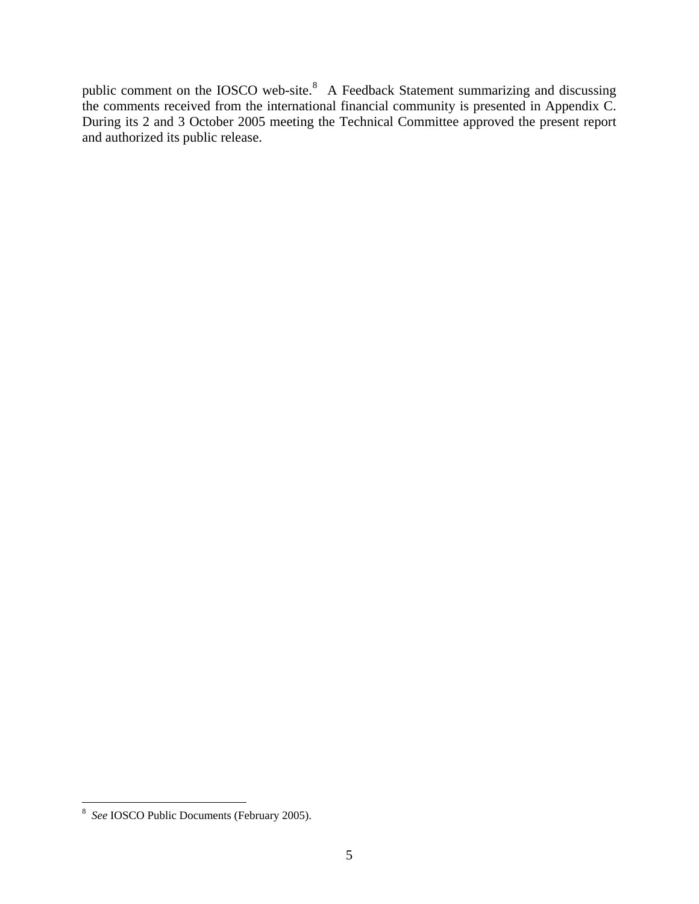public comment on the IOSCO web-site.[8] A Feedback Statement summarizing and discussing the comments received from the international financial community is presented in Appendix C. During its 2 and 3 October 2005 meeting the Technical Committee approved the present report and authorized its public release.

[8] *See* IOSCO Public Documents (February 2005).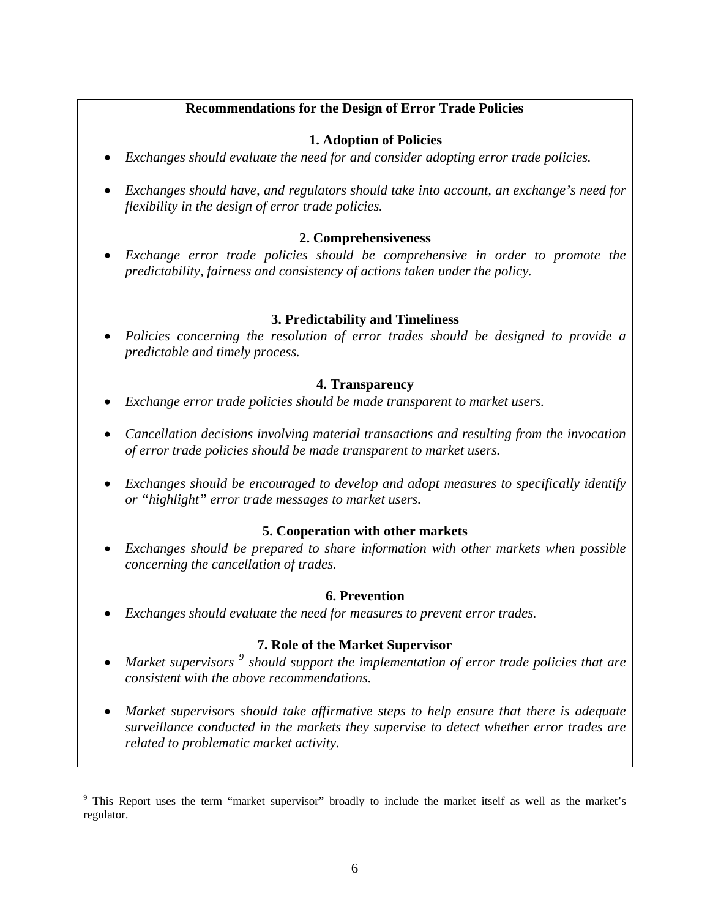**Recommendations for the Design of Error Trade Policies**

**1. Adoption of Policies**

- *Exchanges should evaluate the need for and consider adopting error trade policies.*
- *Exchanges should have, and regulators should take into account, an exchange's need for flexibility in the design of error trade policies.*

**2. Comprehensiveness**

- *Exchange error trade policies should be comprehensive in order to promote the predictability, fairness and consistency of actions taken under the policy.*

**3. Predictability and Timeliness**

- *Policies concerning the resolution of error trades should be designed to provide a predictable and timely process.*

**4. Transparency**

- *Exchange error trade policies should be made transparent to market users.*
- *Cancellation decisions involving material transactions and resulting from the invocation of error trade policies should be made transparent to market users.*
- *Exchanges should be encouraged to develop and adopt measures to specifically identify or "highlight" error trade messages to market users.*

**5. Cooperation with other markets**

- *Exchanges should be prepared to share information with other markets when possible concerning the cancellation of trades.*

**6. Prevention**

- *Exchanges should evaluate the need for measures to prevent error trades.*

**7. Role of the Market Supervisor**

- *Market supervisors [9] should support the implementation of error trade policies that are consistent with the above recommendations.*
- *Market supervisors should take affirmative steps to help ensure that there is adequate surveillance conducted in the markets they supervise to detect whether error trades are related to problematic market activity.*

---

[9] This Report uses the term "market supervisor" broadly to include the market itself as well as the market's regulator.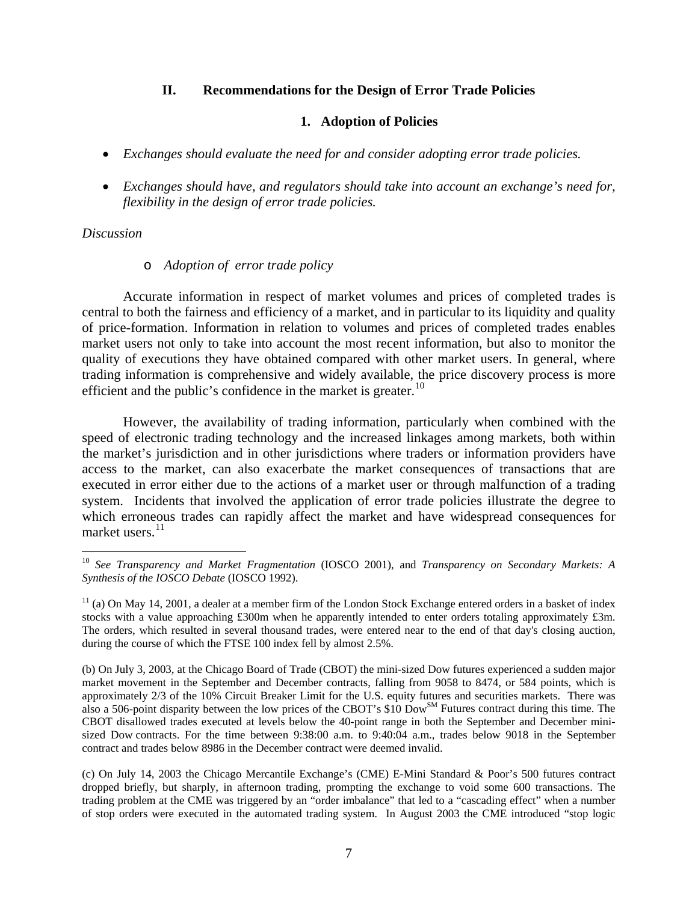## II. Recommendations for the Design of Error Trade Policies

### 1. Adoption of Policies

- *Exchanges should evaluate the need for and consider adopting error trade policies.*
- *Exchanges should have, and regulators should take into account an exchange's need for, flexibility in the design of error trade policies.*

*Discussion*

- *Adoption of error trade policy*

Accurate information in respect of market volumes and prices of completed trades is central to both the fairness and efficiency of a market, and in particular to its liquidity and quality of price-formation. Information in relation to volumes and prices of completed trades enables market users not only to take into account the most recent information, but also to monitor the quality of executions they have obtained compared with other market users. In general, where trading information is comprehensive and widely available, the price discovery process is more efficient and the public's confidence in the market is greater.[10]

However, the availability of trading information, particularly when combined with the speed of electronic trading technology and the increased linkages among markets, both within the market's jurisdiction and in other jurisdictions where traders or information providers have access to the market, can also exacerbate the market consequences of transactions that are executed in error either due to the actions of a market user or through malfunction of a trading system. Incidents that involved the application of error trade policies illustrate the degree to which erroneous trades can rapidly affect the market and have widespread consequences for market users.[11]

---

[10] *See Transparency and Market Fragmentation* (IOSCO 2001), and *Transparency on Secondary Markets: A Synthesis of the IOSCO Debate* (IOSCO 1992).

[11] (a) On May 14, 2001, a dealer at a member firm of the London Stock Exchange entered orders in a basket of index stocks with a value approaching £300m when he apparently intended to enter orders totaling approximately £3m. The orders, which resulted in several thousand trades, were entered near to the end of that day's closing auction, during the course of which the FTSE 100 index fell by almost 2.5%.

(b) On July 3, 2003, at the Chicago Board of Trade (CBOT) the mini-sized Dow futures experienced a sudden major market movement in the September and December contracts, falling from 9058 to 8474, or 584 points, which is approximately 2/3 of the 10% Circuit Breaker Limit for the U.S. equity futures and securities markets. There was also a 506-point disparity between the low prices of the CBOT's $10 Dow[SM] Futures contract during this time. The CBOT disallowed trades executed at levels below the 40-point range in both the September and December mini-sized Dow contracts. For the time between 9:38:00 a.m. to 9:40:04 a.m., trades below 9018 in the September contract and trades below 8986 in the December contract were deemed invalid.

(c) On July 14, 2003 the Chicago Mercantile Exchange's (CME) E-Mini Standard & Poor's 500 futures contract dropped briefly, but sharply, in afternoon trading, prompting the exchange to void some 600 transactions. The trading problem at the CME was triggered by an "order imbalance" that led to a "cascading effect" when a number of stop orders were executed in the automated trading system. In August 2003 the CME introduced "stop logic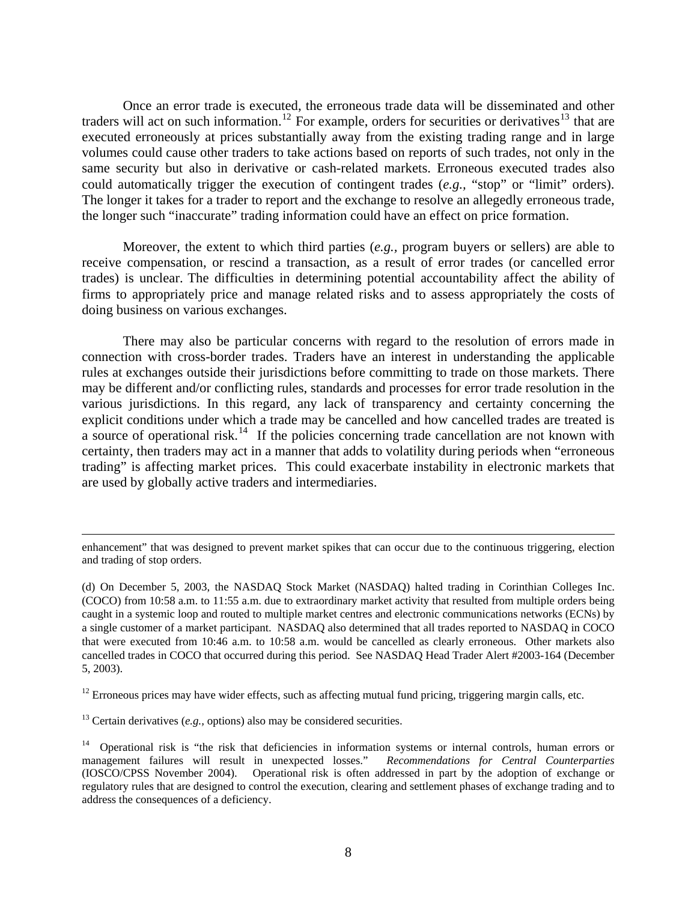Once an error trade is executed, the erroneous trade data will be disseminated and other traders will act on such information.[12] For example, orders for securities or derivatives[13] that are executed erroneously at prices substantially away from the existing trading range and in large volumes could cause other traders to take actions based on reports of such trades, not only in the same security but also in derivative or cash-related markets. Erroneous executed trades also could automatically trigger the execution of contingent trades (*e.g.,* "stop" or "limit" orders). The longer it takes for a trader to report and the exchange to resolve an allegedly erroneous trade, the longer such "inaccurate" trading information could have an effect on price formation.

Moreover, the extent to which third parties (*e.g.,* program buyers or sellers) are able to receive compensation, or rescind a transaction, as a result of error trades (or cancelled error trades) is unclear. The difficulties in determining potential accountability affect the ability of firms to appropriately price and manage related risks and to assess appropriately the costs of doing business on various exchanges.

There may also be particular concerns with regard to the resolution of errors made in connection with cross-border trades. Traders have an interest in understanding the applicable rules at exchanges outside their jurisdictions before committing to trade on those markets. There may be different and/or conflicting rules, standards and processes for error trade resolution in the various jurisdictions. In this regard, any lack of transparency and certainty concerning the explicit conditions under which a trade may be cancelled and how cancelled trades are treated is a source of operational risk.[14] If the policies concerning trade cancellation are not known with certainty, then traders may act in a manner that adds to volatility during periods when "erroneous trading" is affecting market prices. This could exacerbate instability in electronic markets that are used by globally active traders and intermediaries.

---

enhancement" that was designed to prevent market spikes that can occur due to the continuous triggering, election and trading of stop orders.

(d) On December 5, 2003, the NASDAQ Stock Market (NASDAQ) halted trading in Corinthian Colleges Inc. (COCO) from 10:58 a.m. to 11:55 a.m. due to extraordinary market activity that resulted from multiple orders being caught in a systemic loop and routed to multiple market centres and electronic communications networks (ECNs) by a single customer of a market participant. NASDAQ also determined that all trades reported to NASDAQ in COCO that were executed from 10:46 a.m. to 10:58 a.m. would be cancelled as clearly erroneous. Other markets also cancelled trades in COCO that occurred during this period. See NASDAQ Head Trader Alert #2003-164 (December 5, 2003).

[12] Erroneous prices may have wider effects, such as affecting mutual fund pricing, triggering margin calls, etc.

[13] Certain derivatives (*e.g.,* options) also may be considered securities.

[14] Operational risk is "the risk that deficiencies in information systems or internal controls, human errors or management failures will result in unexpected losses." *Recommendations for Central Counterparties* (IOSCO/CPSS November 2004). Operational risk is often addressed in part by the adoption of exchange or regulatory rules that are designed to control the execution, clearing and settlement phases of exchange trading and to address the consequences of a deficiency.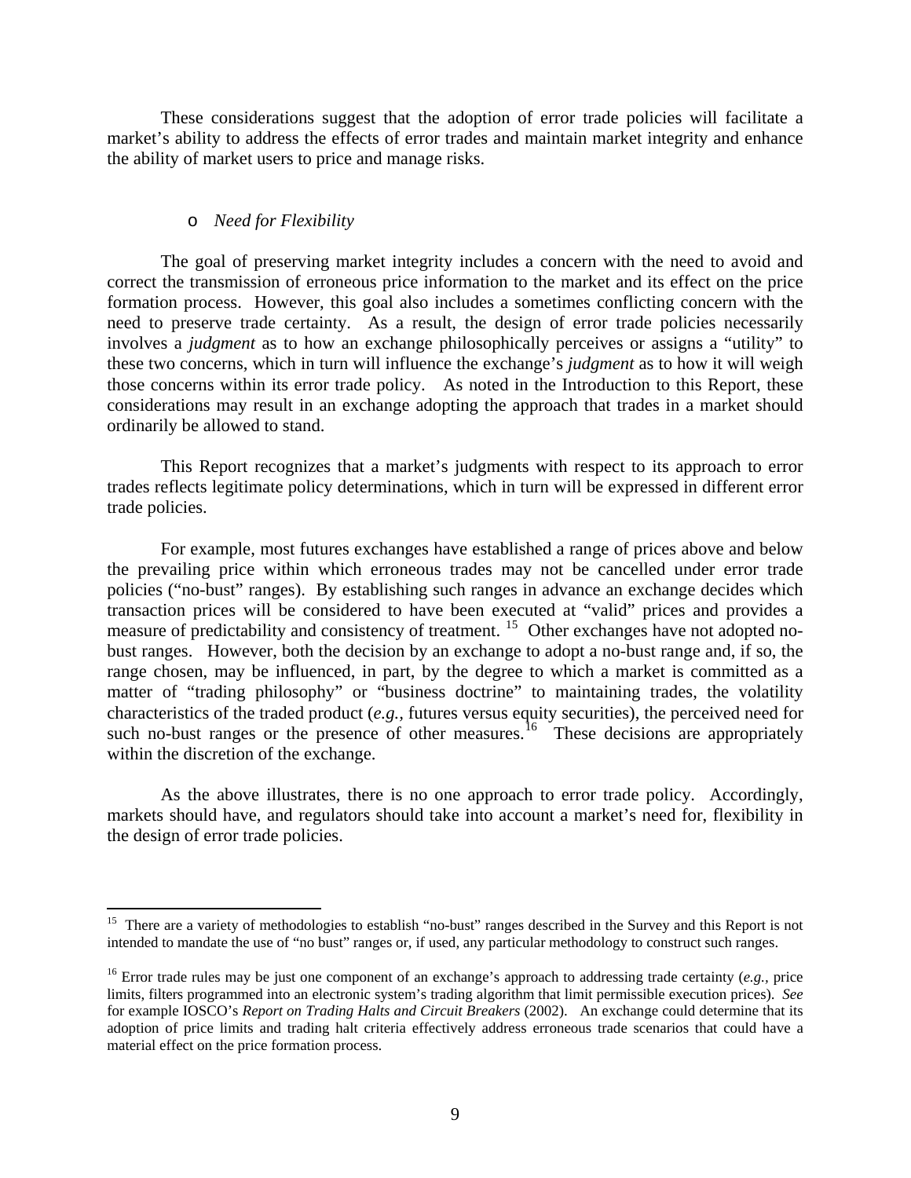These considerations suggest that the adoption of error trade policies will facilitate a market's ability to address the effects of error trades and maintain market integrity and enhance the ability of market users to price and manage risks.

- *Need for Flexibility*

The goal of preserving market integrity includes a concern with the need to avoid and correct the transmission of erroneous price information to the market and its effect on the price formation process. However, this goal also includes a sometimes conflicting concern with the need to preserve trade certainty. As a result, the design of error trade policies necessarily involves a *judgment* as to how an exchange philosophically perceives or assigns a "utility" to these two concerns, which in turn will influence the exchange's *judgment* as to how it will weigh those concerns within its error trade policy. As noted in the Introduction to this Report, these considerations may result in an exchange adopting the approach that trades in a market should ordinarily be allowed to stand.

This Report recognizes that a market's judgments with respect to its approach to error trades reflects legitimate policy determinations, which in turn will be expressed in different error trade policies.

For example, most futures exchanges have established a range of prices above and below the prevailing price within which erroneous trades may not be cancelled under error trade policies ("no-bust" ranges). By establishing such ranges in advance an exchange decides which transaction prices will be considered to have been executed at "valid" prices and provides a measure of predictability and consistency of treatment. [15] Other exchanges have not adopted no-bust ranges. However, both the decision by an exchange to adopt a no-bust range and, if so, the range chosen, may be influenced, in part, by the degree to which a market is committed as a matter of "trading philosophy" or "business doctrine" to maintaining trades, the volatility characteristics of the traded product (*e.g.*, futures versus equity securities), the perceived need for such no-bust ranges or the presence of other measures.[16] These decisions are appropriately within the discretion of the exchange.

As the above illustrates, there is no one approach to error trade policy. Accordingly, markets should have, and regulators should take into account a market's need for, flexibility in the design of error trade policies.

---

[15] There are a variety of methodologies to establish "no-bust" ranges described in the Survey and this Report is not intended to mandate the use of "no bust" ranges or, if used, any particular methodology to construct such ranges.

[16] Error trade rules may be just one component of an exchange's approach to addressing trade certainty (*e.g.*, price limits, filters programmed into an electronic system's trading algorithm that limit permissible execution prices). *See* for example IOSCO's *Report on Trading Halts and Circuit Breakers* (2002). An exchange could determine that its adoption of price limits and trading halt criteria effectively address erroneous trade scenarios that could have a material effect on the price formation process.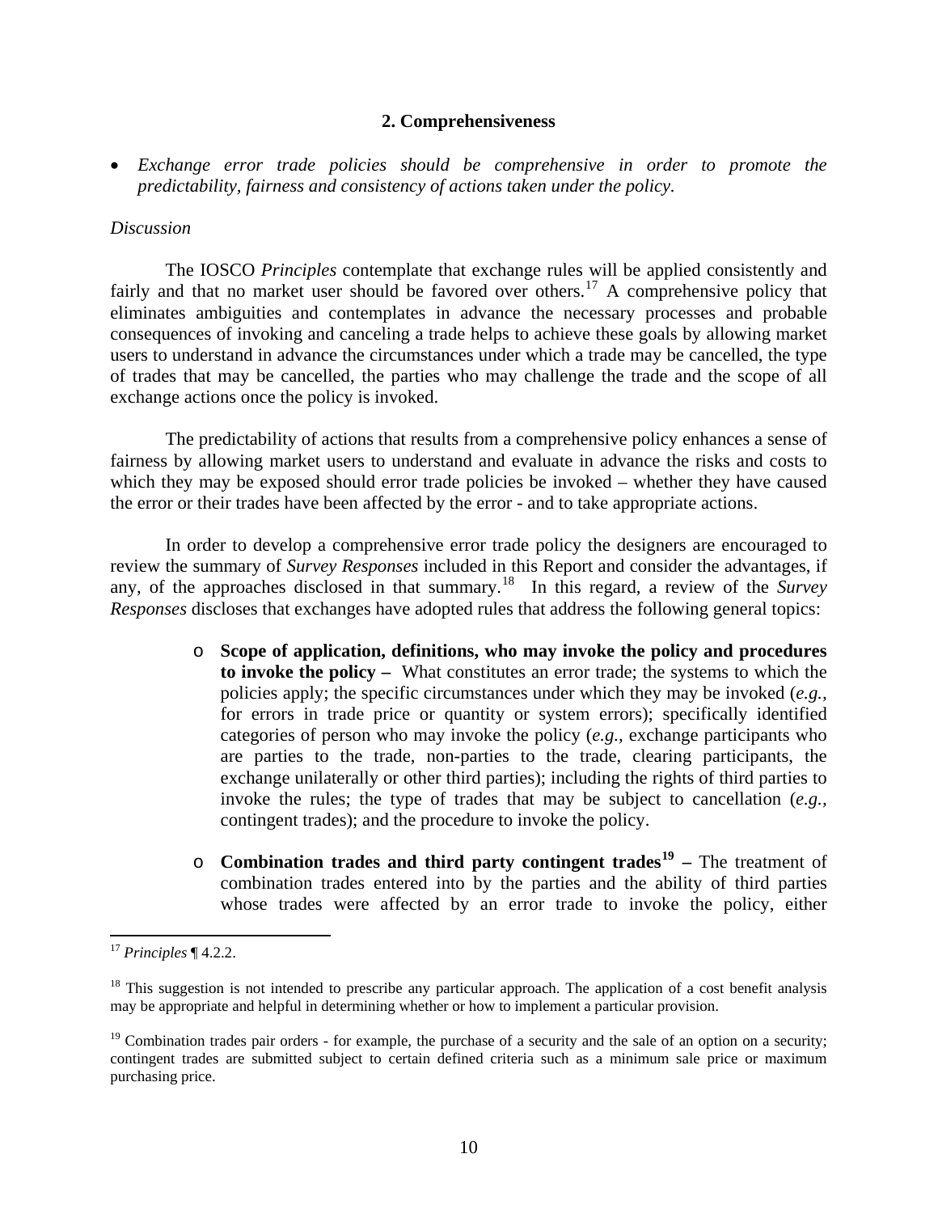### 2. Comprehensiveness

- *Exchange error trade policies should be comprehensive in order to promote the predictability, fairness and consistency of actions taken under the policy.*

*Discussion*

The IOSCO *Principles* contemplate that exchange rules will be applied consistently and fairly and that no market user should be favored over others.[17] A comprehensive policy that eliminates ambiguities and contemplates in advance the necessary processes and probable consequences of invoking and canceling a trade helps to achieve these goals by allowing market users to understand in advance the circumstances under which a trade may be cancelled, the type of trades that may be cancelled, the parties who may challenge the trade and the scope of all exchange actions once the policy is invoked.

The predictability of actions that results from a comprehensive policy enhances a sense of fairness by allowing market users to understand and evaluate in advance the risks and costs to which they may be exposed should error trade policies be invoked – whether they have caused the error or their trades have been affected by the error - and to take appropriate actions.

In order to develop a comprehensive error trade policy the designers are encouraged to review the summary of *Survey Responses* included in this Report and consider the advantages, if any, of the approaches disclosed in that summary.[18] In this regard, a review of the *Survey Responses* discloses that exchanges have adopted rules that address the following general topics:

- **Scope of application, definitions, who may invoke the policy and procedures to invoke the policy –** What constitutes an error trade; the systems to which the policies apply; the specific circumstances under which they may be invoked (*e.g.*, for errors in trade price or quantity or system errors); specifically identified categories of person who may invoke the policy (*e.g.*, exchange participants who are parties to the trade, non-parties to the trade, clearing participants, the exchange unilaterally or other third parties); including the rights of third parties to invoke the rules; the type of trades that may be subject to cancellation (*e.g.*, contingent trades); and the procedure to invoke the policy.

- **Combination trades and third party contingent trades[19] –** The treatment of combination trades entered into by the parties and the ability of third parties whose trades were affected by an error trade to invoke the policy, either

---

[17] *Principles* ¶ 4.2.2.

[18] This suggestion is not intended to prescribe any particular approach. The application of a cost benefit analysis may be appropriate and helpful in determining whether or how to implement a particular provision.

[19] Combination trades pair orders - for example, the purchase of a security and the sale of an option on a security; contingent trades are submitted subject to certain defined criteria such as a minimum sale price or maximum purchasing price.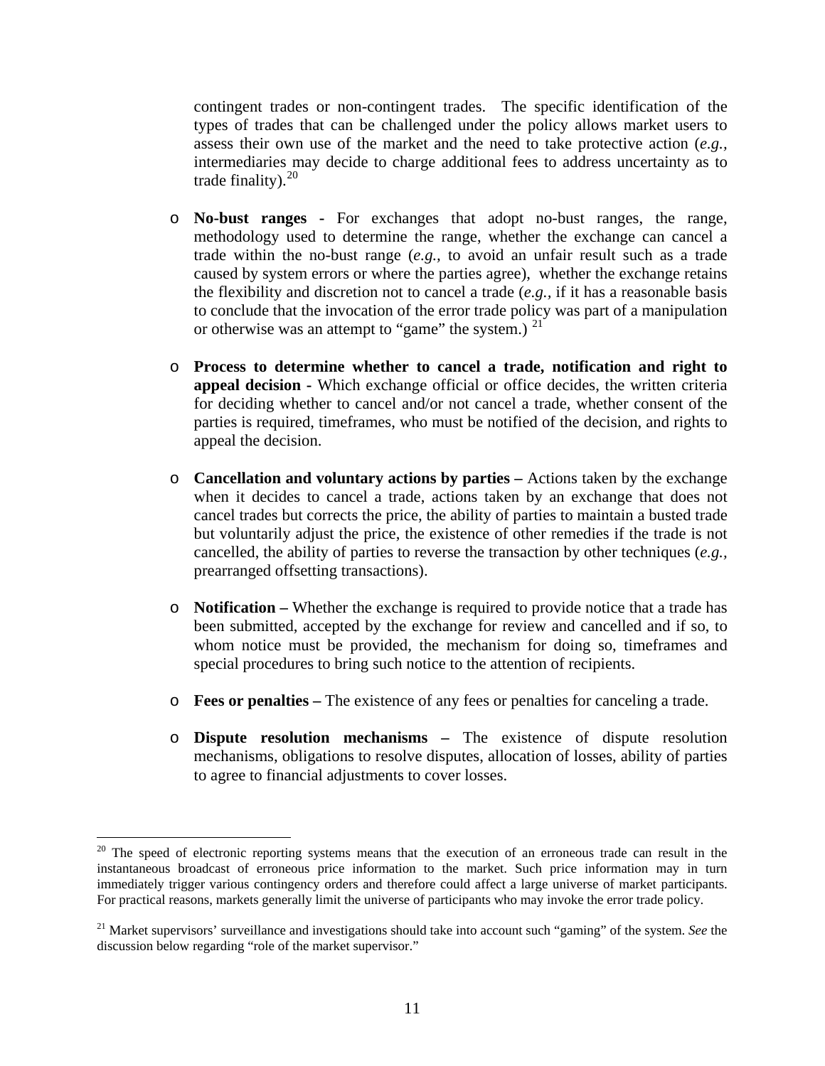contingent trades or non-contingent trades. The specific identification of the types of trades that can be challenged under the policy allows market users to assess their own use of the market and the need to take protective action (*e.g.*, intermediaries may decide to charge additional fees to address uncertainty as to trade finality).[20]

- **No-bust ranges -** For exchanges that adopt no-bust ranges, the range, methodology used to determine the range, whether the exchange can cancel a trade within the no-bust range (*e.g.*, to avoid an unfair result such as a trade caused by system errors or where the parties agree), whether the exchange retains the flexibility and discretion not to cancel a trade (*e.g.*, if it has a reasonable basis to conclude that the invocation of the error trade policy was part of a manipulation or otherwise was an attempt to "game" the system.) [21]

- **Process to determine whether to cancel a trade, notification and right to appeal decision -** Which exchange official or office decides, the written criteria for deciding whether to cancel and/or not cancel a trade, whether consent of the parties is required, timeframes, who must be notified of the decision, and rights to appeal the decision.

- **Cancellation and voluntary actions by parties –** Actions taken by the exchange when it decides to cancel a trade, actions taken by an exchange that does not cancel trades but corrects the price, the ability of parties to maintain a busted trade but voluntarily adjust the price, the existence of other remedies if the trade is not cancelled, the ability of parties to reverse the transaction by other techniques (*e.g.*, prearranged offsetting transactions).

- **Notification –** Whether the exchange is required to provide notice that a trade has been submitted, accepted by the exchange for review and cancelled and if so, to whom notice must be provided, the mechanism for doing so, timeframes and special procedures to bring such notice to the attention of recipients.

- **Fees or penalties –** The existence of any fees or penalties for canceling a trade.

- **Dispute resolution mechanisms –** The existence of dispute resolution mechanisms, obligations to resolve disputes, allocation of losses, ability of parties to agree to financial adjustments to cover losses.

---

[20] The speed of electronic reporting systems means that the execution of an erroneous trade can result in the instantaneous broadcast of erroneous price information to the market. Such price information may in turn immediately trigger various contingency orders and therefore could affect a large universe of market participants. For practical reasons, markets generally limit the universe of participants who may invoke the error trade policy.

[21] Market supervisors' surveillance and investigations should take into account such "gaming" of the system. *See* the discussion below regarding "role of the market supervisor."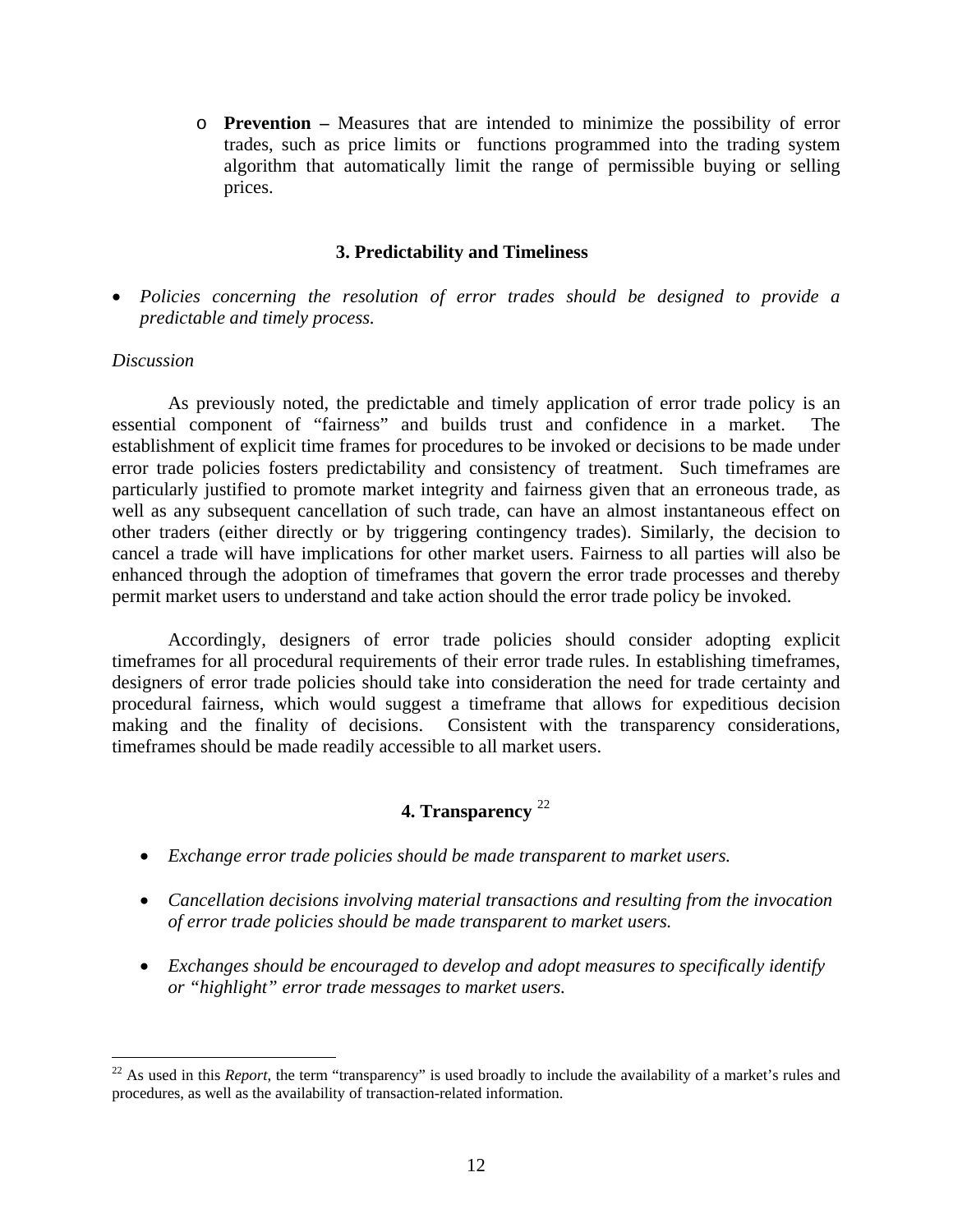- **Prevention –** Measures that are intended to minimize the possibility of error trades, such as price limits or functions programmed into the trading system algorithm that automatically limit the range of permissible buying or selling prices.

### 3. Predictability and Timeliness

- *Policies concerning the resolution of error trades should be designed to provide a predictable and timely process.*

*Discussion*

As previously noted, the predictable and timely application of error trade policy is an essential component of "fairness" and builds trust and confidence in a market. The establishment of explicit time frames for procedures to be invoked or decisions to be made under error trade policies fosters predictability and consistency of treatment. Such timeframes are particularly justified to promote market integrity and fairness given that an erroneous trade, as well as any subsequent cancellation of such trade, can have an almost instantaneous effect on other traders (either directly or by triggering contingency trades). Similarly, the decision to cancel a trade will have implications for other market users. Fairness to all parties will also be enhanced through the adoption of timeframes that govern the error trade processes and thereby permit market users to understand and take action should the error trade policy be invoked.

Accordingly, designers of error trade policies should consider adopting explicit timeframes for all procedural requirements of their error trade rules. In establishing timeframes, designers of error trade policies should take into consideration the need for trade certainty and procedural fairness, which would suggest a timeframe that allows for expeditious decision making and the finality of decisions. Consistent with the transparency considerations, timeframes should be made readily accessible to all market users.

### 4. Transparency [22]

- *Exchange error trade policies should be made transparent to market users.*
- *Cancellation decisions involving material transactions and resulting from the invocation of error trade policies should be made transparent to market users.*
- *Exchanges should be encouraged to develop and adopt measures to specifically identify or "highlight" error trade messages to market users.*

---

[22] As used in this *Report*, the term "transparency" is used broadly to include the availability of a market's rules and procedures, as well as the availability of transaction-related information.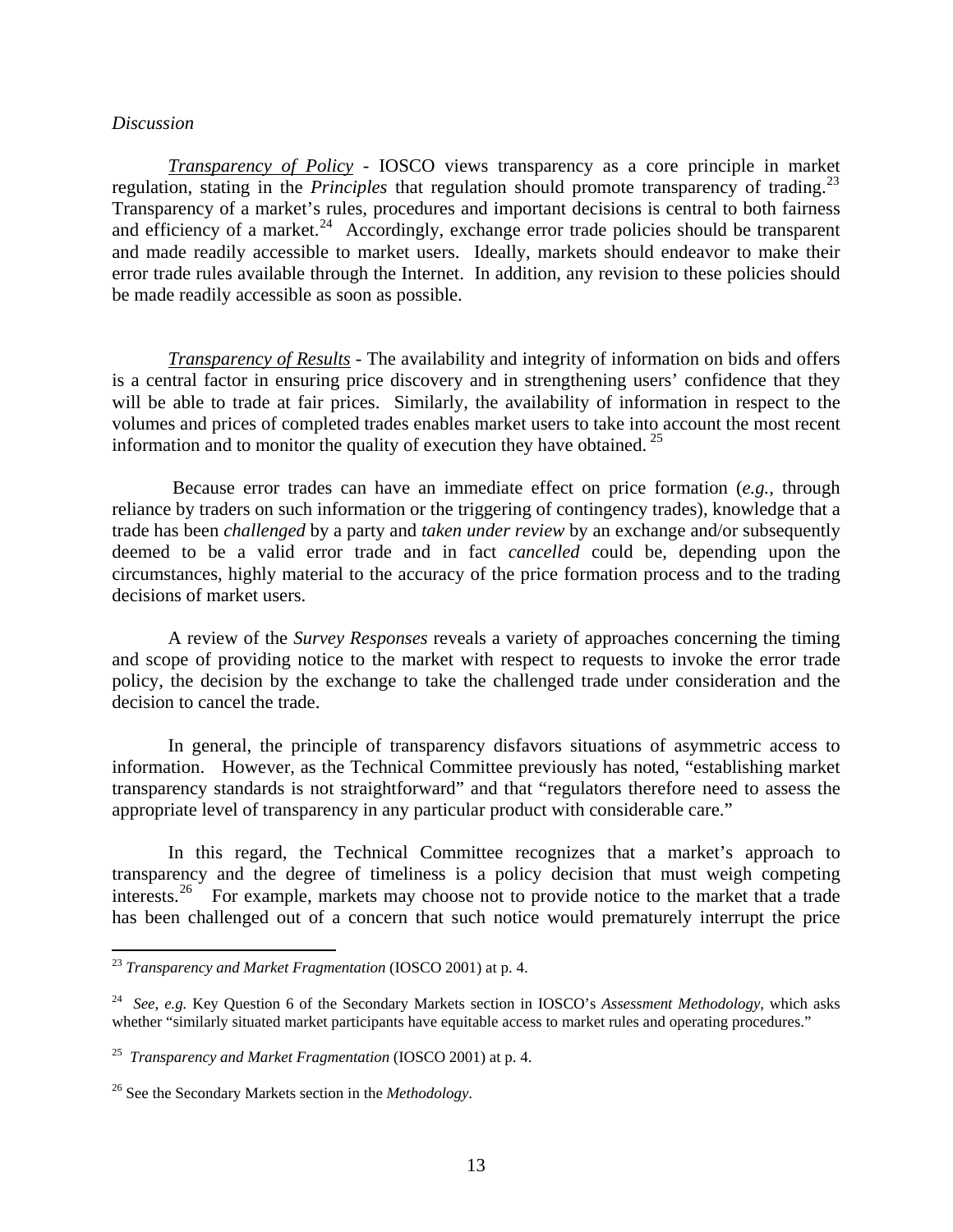*Discussion*

*Transparency of Policy* - IOSCO views transparency as a core principle in market regulation, stating in the *Principles* that regulation should promote transparency of trading.[23] Transparency of a market's rules, procedures and important decisions is central to both fairness and efficiency of a market.[24] Accordingly, exchange error trade policies should be transparent and made readily accessible to market users. Ideally, markets should endeavor to make their error trade rules available through the Internet. In addition, any revision to these policies should be made readily accessible as soon as possible.

*Transparency of Results* - The availability and integrity of information on bids and offers is a central factor in ensuring price discovery and in strengthening users' confidence that they will be able to trade at fair prices. Similarly, the availability of information in respect to the volumes and prices of completed trades enables market users to take into account the most recent information and to monitor the quality of execution they have obtained.[25]

Because error trades can have an immediate effect on price formation (*e.g.*, through reliance by traders on such information or the triggering of contingency trades), knowledge that a trade has been *challenged* by a party and *taken under review* by an exchange and/or subsequently deemed to be a valid error trade and in fact *cancelled* could be, depending upon the circumstances, highly material to the accuracy of the price formation process and to the trading decisions of market users.

A review of the *Survey Responses* reveals a variety of approaches concerning the timing and scope of providing notice to the market with respect to requests to invoke the error trade policy, the decision by the exchange to take the challenged trade under consideration and the decision to cancel the trade.

In general, the principle of transparency disfavors situations of asymmetric access to information. However, as the Technical Committee previously has noted, "establishing market transparency standards is not straightforward" and that "regulators therefore need to assess the appropriate level of transparency in any particular product with considerable care."

In this regard, the Technical Committee recognizes that a market's approach to transparency and the degree of timeliness is a policy decision that must weigh competing interests.[26] For example, markets may choose not to provide notice to the market that a trade has been challenged out of a concern that such notice would prematurely interrupt the price

---

[23] *Transparency and Market Fragmentation* (IOSCO 2001) at p. 4.

[24] *See, e.g.* Key Question 6 of the Secondary Markets section in IOSCO's *Assessment Methodology,* which asks whether "similarly situated market participants have equitable access to market rules and operating procedures."

[25] *Transparency and Market Fragmentation* (IOSCO 2001) at p. 4.

[26] See the Secondary Markets section in the *Methodology*.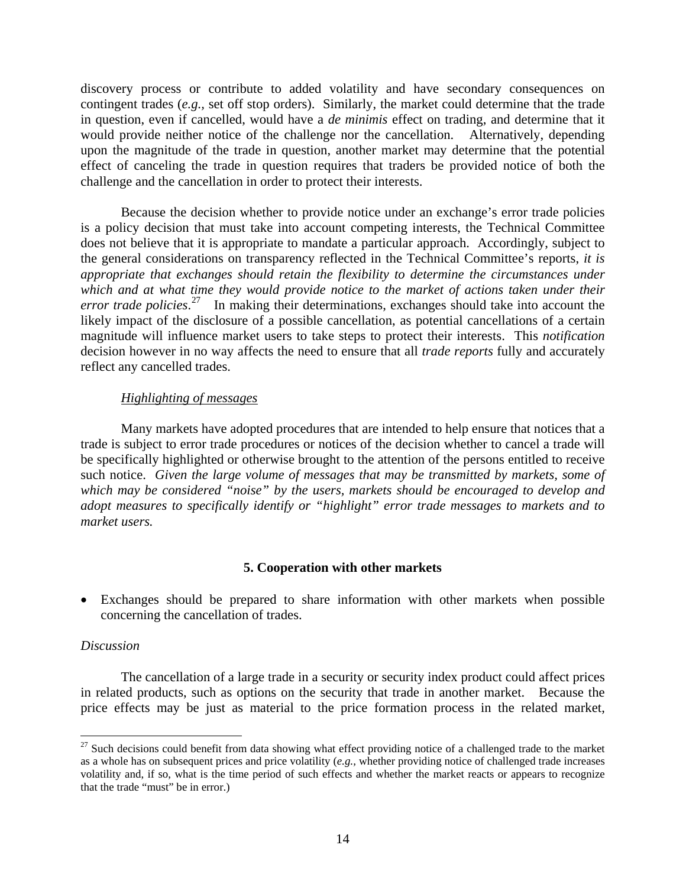discovery process or contribute to added volatility and have secondary consequences on contingent trades (*e.g.,* set off stop orders). Similarly, the market could determine that the trade in question, even if cancelled, would have a *de minimis* effect on trading, and determine that it would provide neither notice of the challenge nor the cancellation. Alternatively, depending upon the magnitude of the trade in question, another market may determine that the potential effect of canceling the trade in question requires that traders be provided notice of both the challenge and the cancellation in order to protect their interests.

Because the decision whether to provide notice under an exchange's error trade policies is a policy decision that must take into account competing interests, the Technical Committee does not believe that it is appropriate to mandate a particular approach. Accordingly, subject to the general considerations on transparency reflected in the Technical Committee's reports, *it is appropriate that exchanges should retain the flexibility to determine the circumstances under which and at what time they would provide notice to the market of actions taken under their error trade policies*.[27] In making their determinations, exchanges should take into account the likely impact of the disclosure of a possible cancellation, as potential cancellations of a certain magnitude will influence market users to take steps to protect their interests. This *notification* decision however in no way affects the need to ensure that all *trade reports* fully and accurately reflect any cancelled trades.

*Highlighting of messages*

Many markets have adopted procedures that are intended to help ensure that notices that a trade is subject to error trade procedures or notices of the decision whether to cancel a trade will be specifically highlighted or otherwise brought to the attention of the persons entitled to receive such notice. *Given the large volume of messages that may be transmitted by markets, some of which may be considered "noise" by the users, markets should be encouraged to develop and adopt measures to specifically identify or "highlight" error trade messages to markets and to market users.*

## 5. Cooperation with other markets

- Exchanges should be prepared to share information with other markets when possible concerning the cancellation of trades.

*Discussion*

The cancellation of a large trade in a security or security index product could affect prices in related products, such as options on the security that trade in another market. Because the price effects may be just as material to the price formation process in the related market,

[27] Such decisions could benefit from data showing what effect providing notice of a challenged trade to the market as a whole has on subsequent prices and price volatility (*e.g.,* whether providing notice of challenged trade increases volatility and, if so, what is the time period of such effects and whether the market reacts or appears to recognize that the trade "must" be in error.)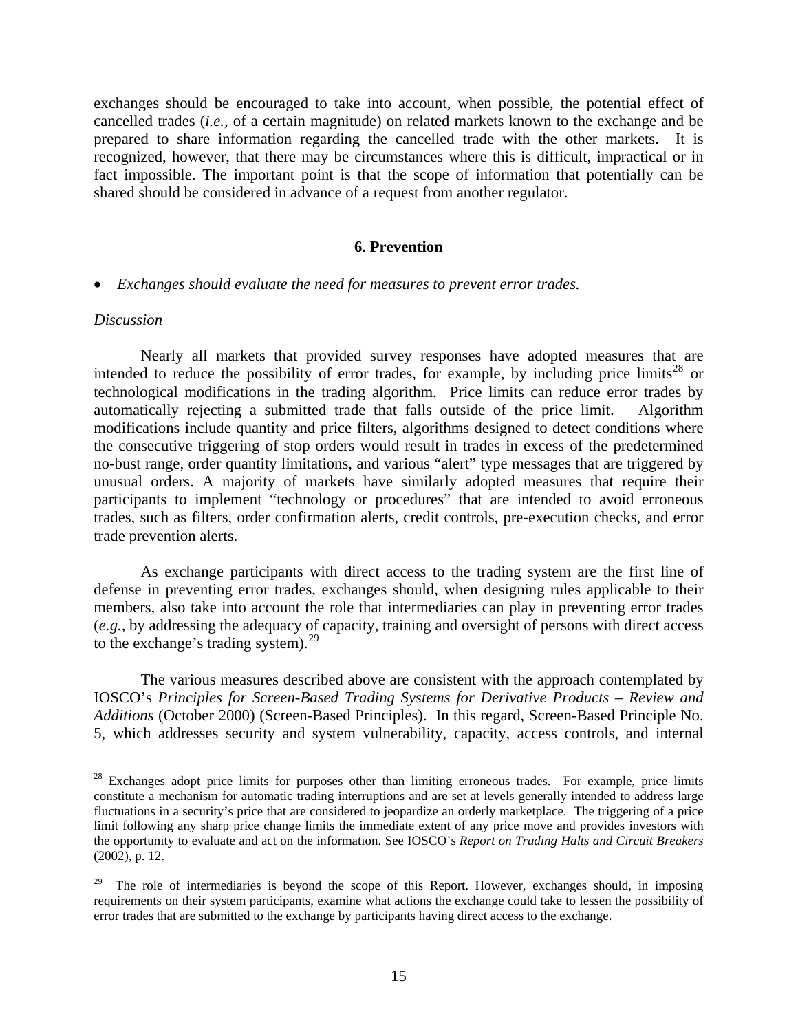exchanges should be encouraged to take into account, when possible, the potential effect of cancelled trades (*i.e.*, of a certain magnitude) on related markets known to the exchange and be prepared to share information regarding the cancelled trade with the other markets. It is recognized, however, that there may be circumstances where this is difficult, impractical or in fact impossible. The important point is that the scope of information that potentially can be shared should be considered in advance of a request from another regulator.

## 6. Prevention

- *Exchanges should evaluate the need for measures to prevent error trades.*

*Discussion*

Nearly all markets that provided survey responses have adopted measures that are intended to reduce the possibility of error trades, for example, by including price limits[28] or technological modifications in the trading algorithm. Price limits can reduce error trades by automatically rejecting a submitted trade that falls outside of the price limit. Algorithm modifications include quantity and price filters, algorithms designed to detect conditions where the consecutive triggering of stop orders would result in trades in excess of the predetermined no-bust range, order quantity limitations, and various "alert" type messages that are triggered by unusual orders. A majority of markets have similarly adopted measures that require their participants to implement "technology or procedures" that are intended to avoid erroneous trades, such as filters, order confirmation alerts, credit controls, pre-execution checks, and error trade prevention alerts.

As exchange participants with direct access to the trading system are the first line of defense in preventing error trades, exchanges should, when designing rules applicable to their members, also take into account the role that intermediaries can play in preventing error trades (*e.g.*, by addressing the adequacy of capacity, training and oversight of persons with direct access to the exchange's trading system).[29]

The various measures described above are consistent with the approach contemplated by IOSCO's *Principles for Screen-Based Trading Systems for Derivative Products – Review and Additions* (October 2000) (Screen-Based Principles). In this regard, Screen-Based Principle No. 5, which addresses security and system vulnerability, capacity, access controls, and internal

---

[28] Exchanges adopt price limits for purposes other than limiting erroneous trades. For example, price limits constitute a mechanism for automatic trading interruptions and are set at levels generally intended to address large fluctuations in a security's price that are considered to jeopardize an orderly marketplace. The triggering of a price limit following any sharp price change limits the immediate extent of any price move and provides investors with the opportunity to evaluate and act on the information. See IOSCO's *Report on Trading Halts and Circuit Breakers* (2002), p. 12.

[29] The role of intermediaries is beyond the scope of this Report. However, exchanges should, in imposing requirements on their system participants, examine what actions the exchange could take to lessen the possibility of error trades that are submitted to the exchange by participants having direct access to the exchange.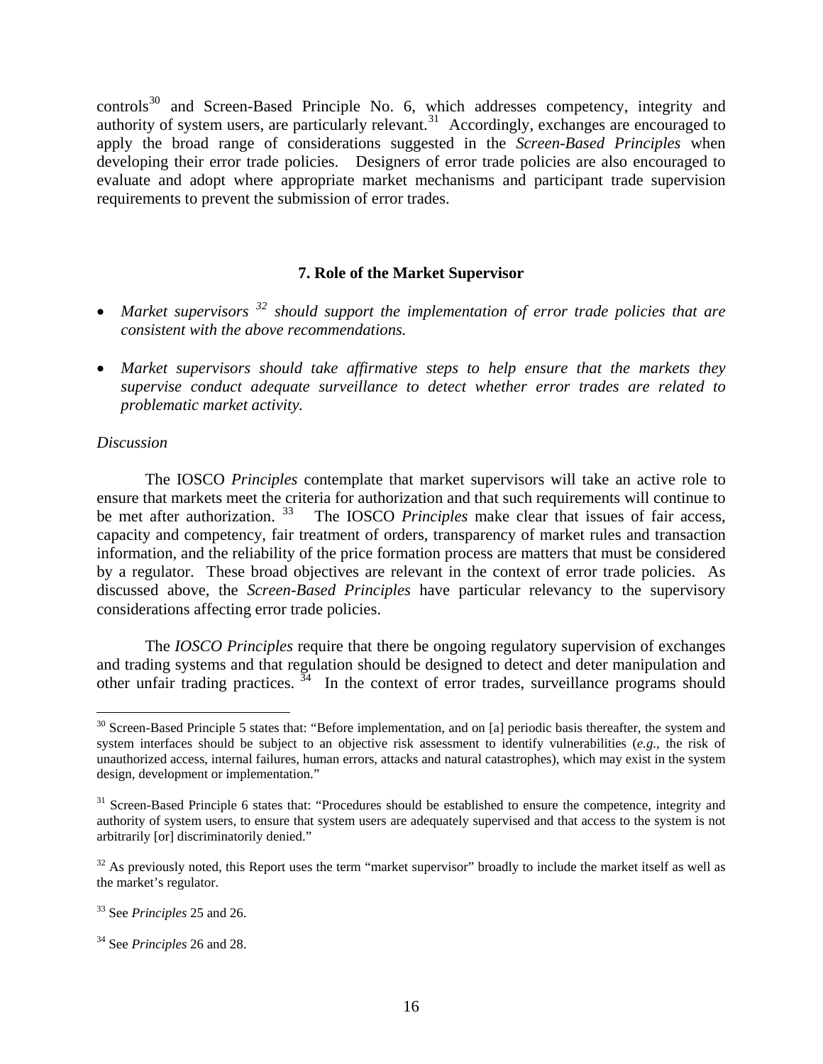controls[30] and Screen-Based Principle No. 6, which addresses competency, integrity and authority of system users, are particularly relevant.[31] Accordingly, exchanges are encouraged to apply the broad range of considerations suggested in the *Screen-Based Principles* when developing their error trade policies. Designers of error trade policies are also encouraged to evaluate and adopt where appropriate market mechanisms and participant trade supervision requirements to prevent the submission of error trades.

### 7. Role of the Market Supervisor

- *Market supervisors [32] should support the implementation of error trade policies that are consistent with the above recommendations.*
- *Market supervisors should take affirmative steps to help ensure that the markets they supervise conduct adequate surveillance to detect whether error trades are related to problematic market activity.*

*Discussion*

The IOSCO *Principles* contemplate that market supervisors will take an active role to ensure that markets meet the criteria for authorization and that such requirements will continue to be met after authorization. [33] The IOSCO *Principles* make clear that issues of fair access, capacity and competency, fair treatment of orders, transparency of market rules and transaction information, and the reliability of the price formation process are matters that must be considered by a regulator. These broad objectives are relevant in the context of error trade policies. As discussed above, the *Screen-Based Principles* have particular relevancy to the supervisory considerations affecting error trade policies.

The *IOSCO Principles* require that there be ongoing regulatory supervision of exchanges and trading systems and that regulation should be designed to detect and deter manipulation and other unfair trading practices. [34] In the context of error trades, surveillance programs should

---

[30] Screen-Based Principle 5 states that: "Before implementation, and on [a] periodic basis thereafter, the system and system interfaces should be subject to an objective risk assessment to identify vulnerabilities (*e.g.,* the risk of unauthorized access, internal failures, human errors, attacks and natural catastrophes), which may exist in the system design, development or implementation."

[31] Screen-Based Principle 6 states that: "Procedures should be established to ensure the competence, integrity and authority of system users, to ensure that system users are adequately supervised and that access to the system is not arbitrarily [or] discriminatorily denied."

[32] As previously noted, this Report uses the term "market supervisor" broadly to include the market itself as well as the market's regulator.

[33] See *Principles* 25 and 26.

[34] See *Principles* 26 and 28.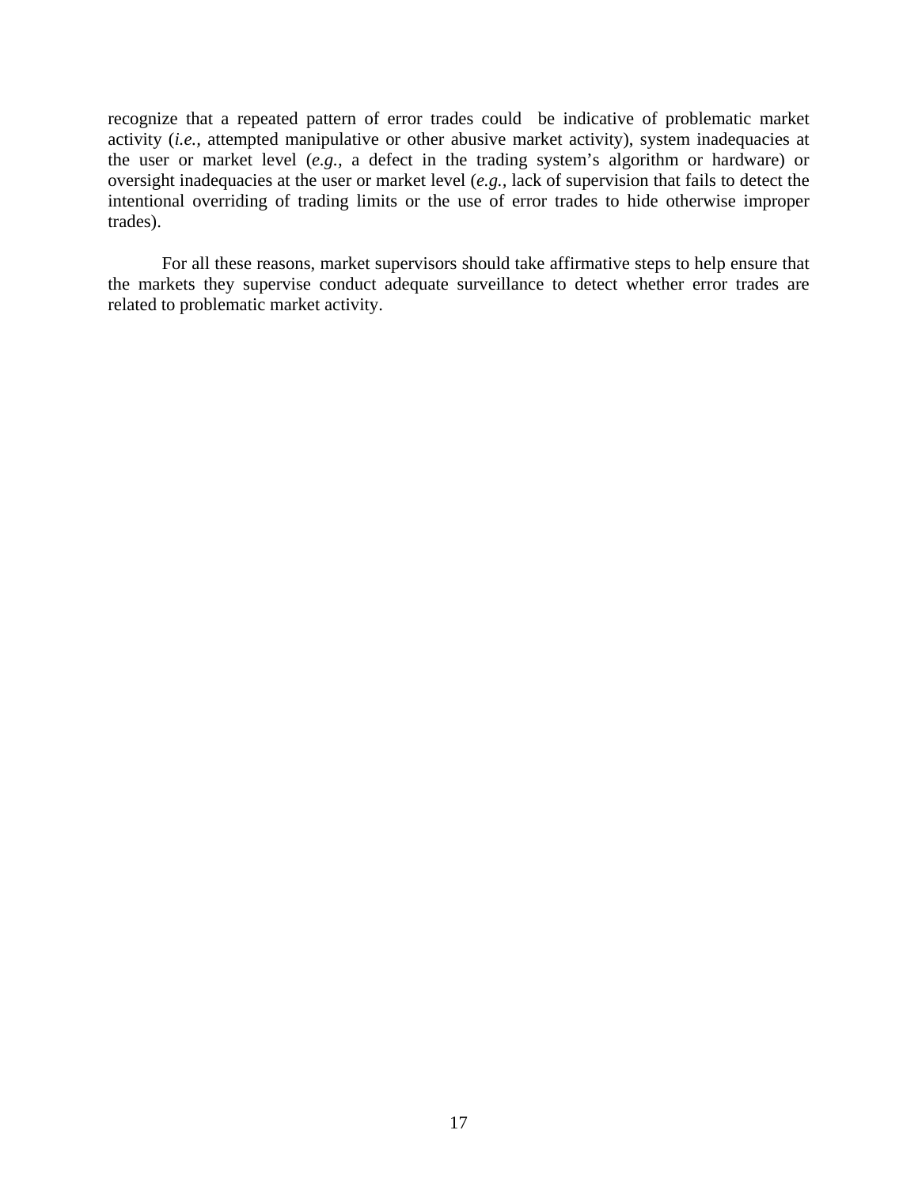recognize that a repeated pattern of error trades could be indicative of problematic market activity (*i.e.*, attempted manipulative or other abusive market activity), system inadequacies at the user or market level (*e.g.*, a defect in the trading system's algorithm or hardware) or oversight inadequacies at the user or market level (*e.g.*, lack of supervision that fails to detect the intentional overriding of trading limits or the use of error trades to hide otherwise improper trades).

For all these reasons, market supervisors should take affirmative steps to help ensure that the markets they supervise conduct adequate surveillance to detect whether error trades are related to problematic market activity.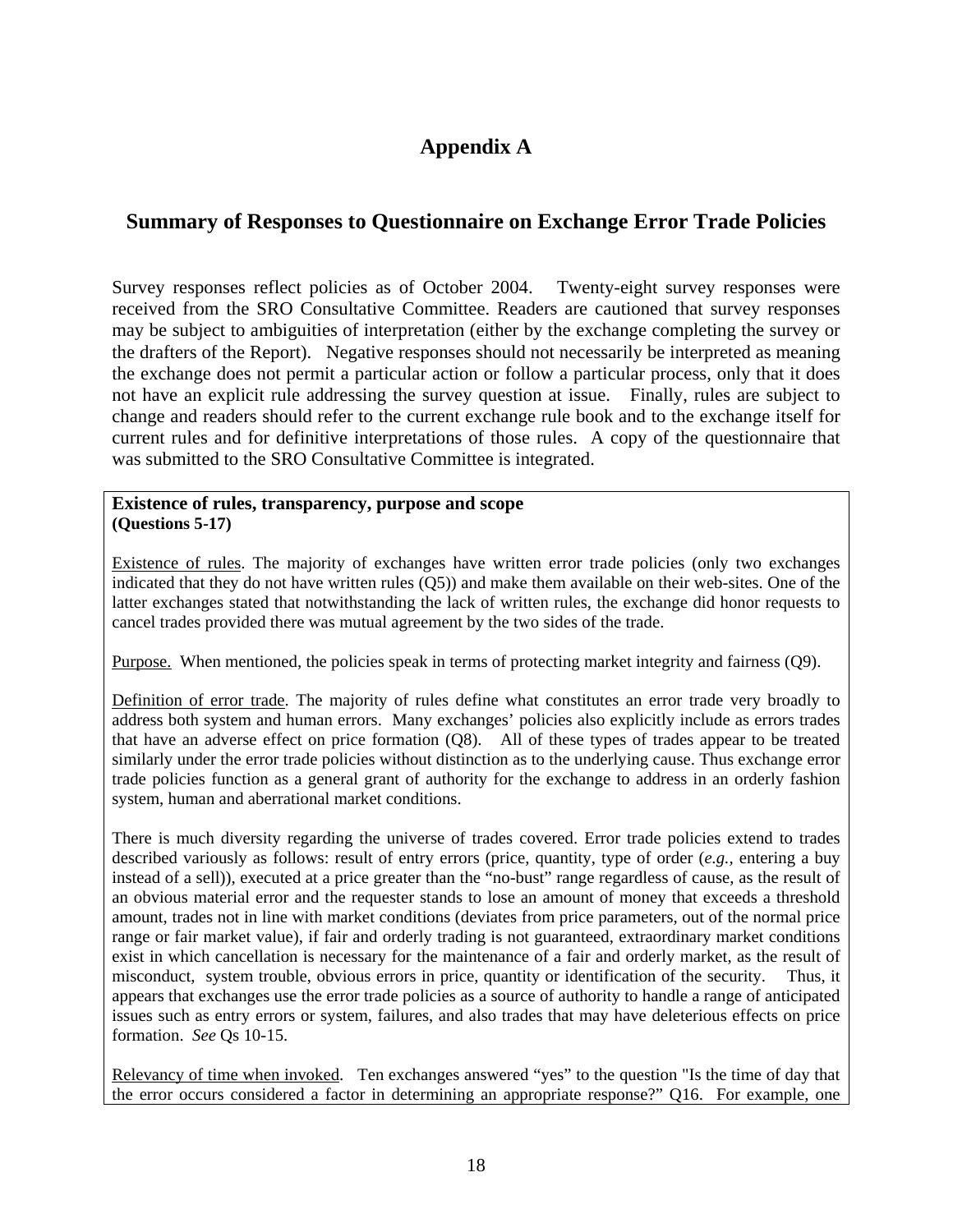# Appendix A

## Summary of Responses to Questionnaire on Exchange Error Trade Policies

Survey responses reflect policies as of October 2004. Twenty-eight survey responses were received from the SRO Consultative Committee. Readers are cautioned that survey responses may be subject to ambiguities of interpretation (either by the exchange completing the survey or the drafters of the Report). Negative responses should not necessarily be interpreted as meaning the exchange does not permit a particular action or follow a particular process, only that it does not have an explicit rule addressing the survey question at issue. Finally, rules are subject to change and readers should refer to the current exchange rule book and to the exchange itself for current rules and for definitive interpretations of those rules. A copy of the questionnaire that was submitted to the SRO Consultative Committee is integrated.

**Existence of rules, transparency, purpose and scope**
**(Questions 5-17)**

Existence of rules. The majority of exchanges have written error trade policies (only two exchanges indicated that they do not have written rules (Q5)) and make them available on their web-sites. One of the latter exchanges stated that notwithstanding the lack of written rules, the exchange did honor requests to cancel trades provided there was mutual agreement by the two sides of the trade.

Purpose. When mentioned, the policies speak in terms of protecting market integrity and fairness (Q9).

Definition of error trade. The majority of rules define what constitutes an error trade very broadly to address both system and human errors. Many exchanges' policies also explicitly include as errors trades that have an adverse effect on price formation (Q8). All of these types of trades appear to be treated similarly under the error trade policies without distinction as to the underlying cause. Thus exchange error trade policies function as a general grant of authority for the exchange to address in an orderly fashion system, human and aberrational market conditions.

There is much diversity regarding the universe of trades covered. Error trade policies extend to trades described variously as follows: result of entry errors (price, quantity, type of order (*e.g.*, entering a buy instead of a sell)), executed at a price greater than the "no-bust" range regardless of cause, as the result of an obvious material error and the requester stands to lose an amount of money that exceeds a threshold amount, trades not in line with market conditions (deviates from price parameters, out of the normal price range or fair market value), if fair and orderly trading is not guaranteed, extraordinary market conditions exist in which cancellation is necessary for the maintenance of a fair and orderly market, as the result of misconduct, system trouble, obvious errors in price, quantity or identification of the security. Thus, it appears that exchanges use the error trade policies as a source of authority to handle a range of anticipated issues such as entry errors or system, failures, and also trades that may have deleterious effects on price formation. *See* Qs 10-15.

Relevancy of time when invoked. Ten exchanges answered "yes" to the question "Is the time of day that the error occurs considered a factor in determining an appropriate response?" Q16. For example, one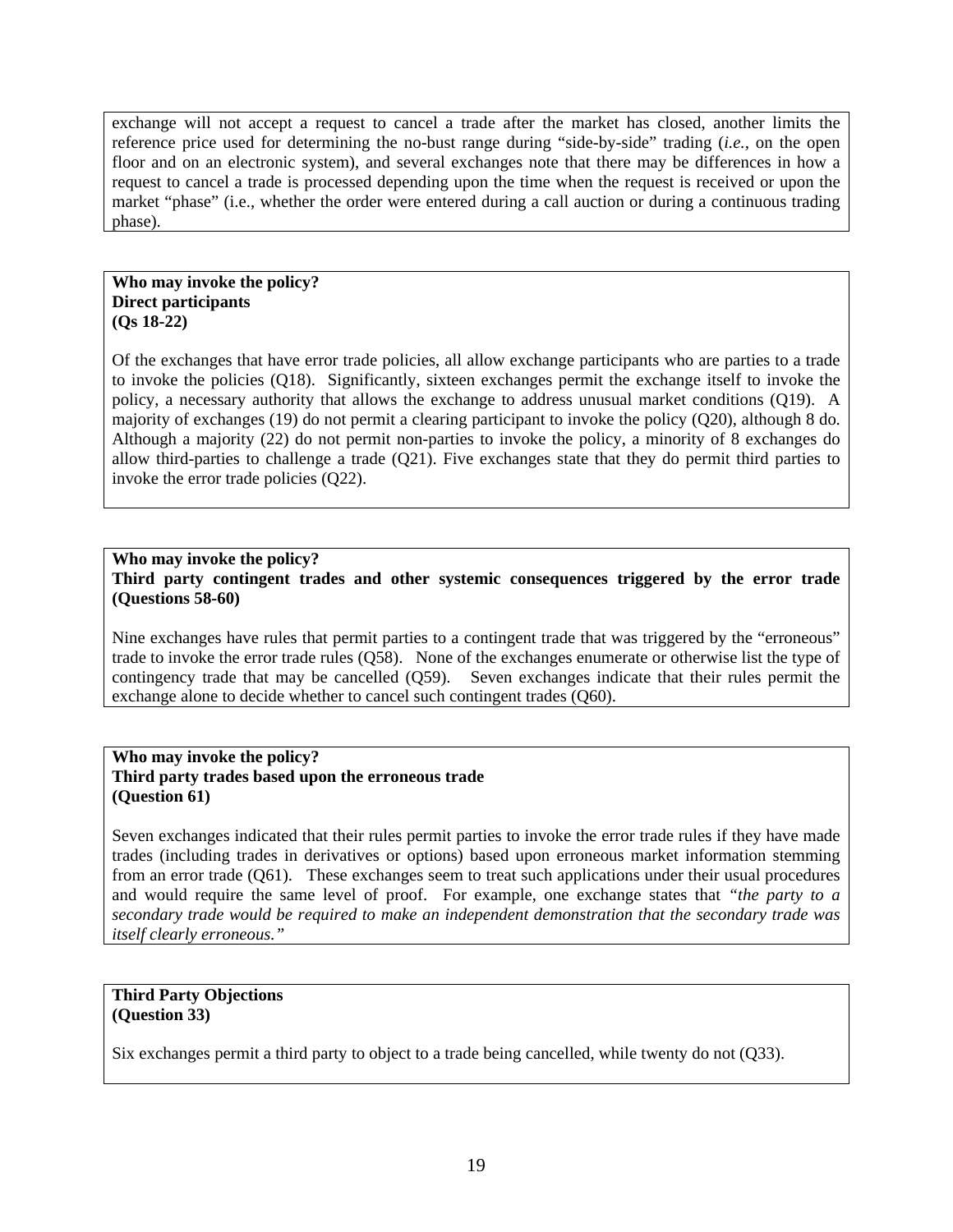exchange will not accept a request to cancel a trade after the market has closed, another limits the reference price used for determining the no-bust range during "side-by-side" trading (*i.e.*, on the open floor and on an electronic system), and several exchanges note that there may be differences in how a request to cancel a trade is processed depending upon the time when the request is received or upon the market "phase" (i.e., whether the order were entered during a call auction or during a continuous trading phase).

**Who may invoke the policy?**
**Direct participants**
**(Qs 18-22)**

Of the exchanges that have error trade policies, all allow exchange participants who are parties to a trade to invoke the policies (Q18). Significantly, sixteen exchanges permit the exchange itself to invoke the policy, a necessary authority that allows the exchange to address unusual market conditions (Q19). A majority of exchanges (19) do not permit a clearing participant to invoke the policy (Q20), although 8 do. Although a majority (22) do not permit non-parties to invoke the policy, a minority of 8 exchanges do allow third-parties to challenge a trade (Q21). Five exchanges state that they do permit third parties to invoke the error trade policies (Q22).

**Who may invoke the policy?**
**Third party contingent trades and other systemic consequences triggered by the error trade (Questions 58-60)**

Nine exchanges have rules that permit parties to a contingent trade that was triggered by the "erroneous" trade to invoke the error trade rules (Q58). None of the exchanges enumerate or otherwise list the type of contingency trade that may be cancelled (Q59). Seven exchanges indicate that their rules permit the exchange alone to decide whether to cancel such contingent trades (Q60).

**Who may invoke the policy?**
**Third party trades based upon the erroneous trade**
**(Question 61)**

Seven exchanges indicated that their rules permit parties to invoke the error trade rules if they have made trades (including trades in derivatives or options) based upon erroneous market information stemming from an error trade (Q61). These exchanges seem to treat such applications under their usual procedures and would require the same level of proof. For example, one exchange states that "*the party to a secondary trade would be required to make an independent demonstration that the secondary trade was itself clearly erroneous.*"

**Third Party Objections**
**(Question 33)**

Six exchanges permit a third party to object to a trade being cancelled, while twenty do not (Q33).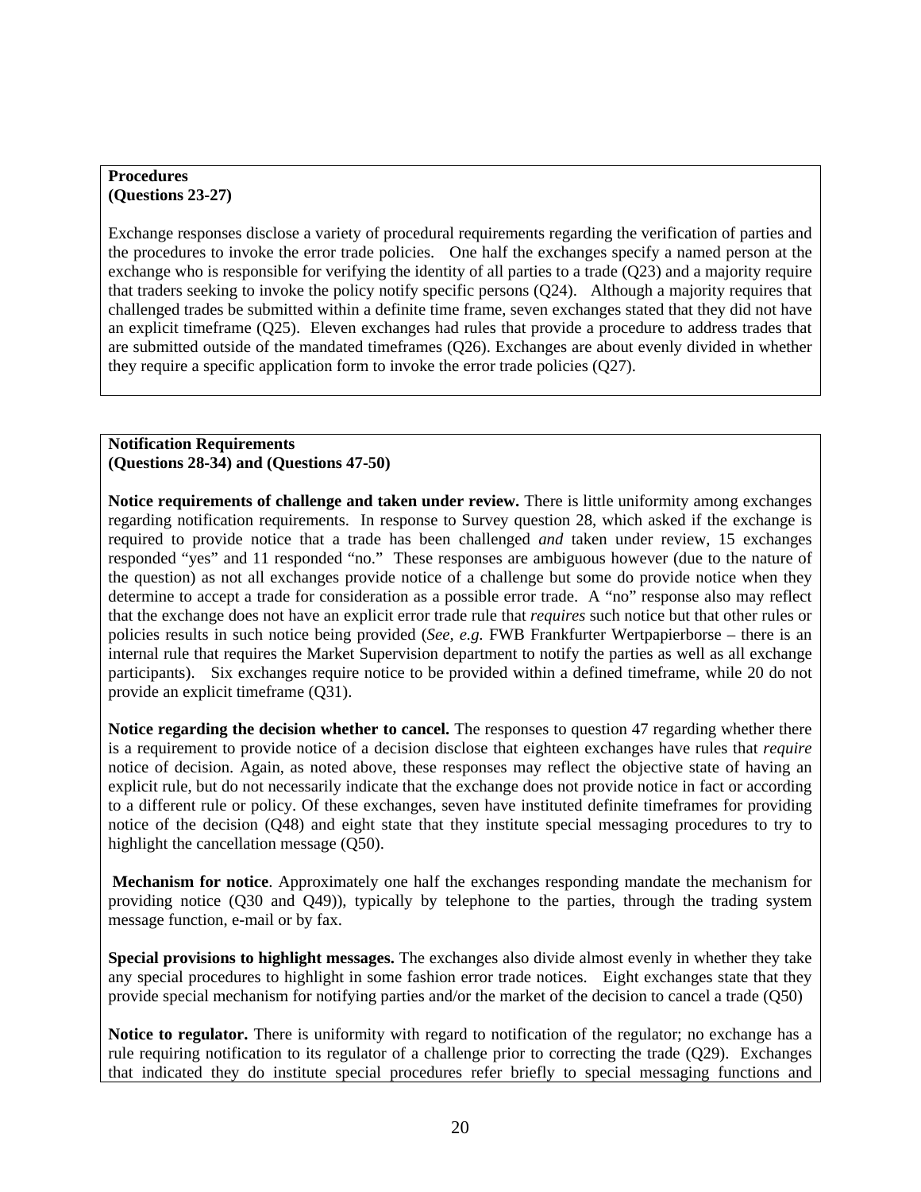**Procedures**
**(Questions 23-27)**

Exchange responses disclose a variety of procedural requirements regarding the verification of parties and the procedures to invoke the error trade policies. One half the exchanges specify a named person at the exchange who is responsible for verifying the identity of all parties to a trade (Q23) and a majority require that traders seeking to invoke the policy notify specific persons (Q24). Although a majority requires that challenged trades be submitted within a definite time frame, seven exchanges stated that they did not have an explicit timeframe (Q25). Eleven exchanges had rules that provide a procedure to address trades that are submitted outside of the mandated timeframes (Q26). Exchanges are about evenly divided in whether they require a specific application form to invoke the error trade policies (Q27).

**Notification Requirements**
**(Questions 28-34) and (Questions 47-50)**

**Notice requirements of challenge and taken under review.** There is little uniformity among exchanges regarding notification requirements. In response to Survey question 28, which asked if the exchange is required to provide notice that a trade has been challenged *and* taken under review, 15 exchanges responded "yes" and 11 responded "no." These responses are ambiguous however (due to the nature of the question) as not all exchanges provide notice of a challenge but some do provide notice when they determine to accept a trade for consideration as a possible error trade. A "no" response also may reflect that the exchange does not have an explicit error trade rule that *requires* such notice but that other rules or policies results in such notice being provided (*See, e.g.* FWB Frankfurter Wertpapierborse – there is an internal rule that requires the Market Supervision department to notify the parties as well as all exchange participants). Six exchanges require notice to be provided within a defined timeframe, while 20 do not provide an explicit timeframe (Q31).

**Notice regarding the decision whether to cancel.** The responses to question 47 regarding whether there is a requirement to provide notice of a decision disclose that eighteen exchanges have rules that *require* notice of decision. Again, as noted above, these responses may reflect the objective state of having an explicit rule, but do not necessarily indicate that the exchange does not provide notice in fact or according to a different rule or policy. Of these exchanges, seven have instituted definite timeframes for providing notice of the decision (Q48) and eight state that they institute special messaging procedures to try to highlight the cancellation message (Q50).

**Mechanism for notice**. Approximately one half the exchanges responding mandate the mechanism for providing notice (Q30 and Q49)), typically by telephone to the parties, through the trading system message function, e-mail or by fax.

**Special provisions to highlight messages.** The exchanges also divide almost evenly in whether they take any special procedures to highlight in some fashion error trade notices. Eight exchanges state that they provide special mechanism for notifying parties and/or the market of the decision to cancel a trade (Q50)

**Notice to regulator.** There is uniformity with regard to notification of the regulator; no exchange has a rule requiring notification to its regulator of a challenge prior to correcting the trade (Q29). Exchanges that indicated they do institute special procedures refer briefly to special messaging functions and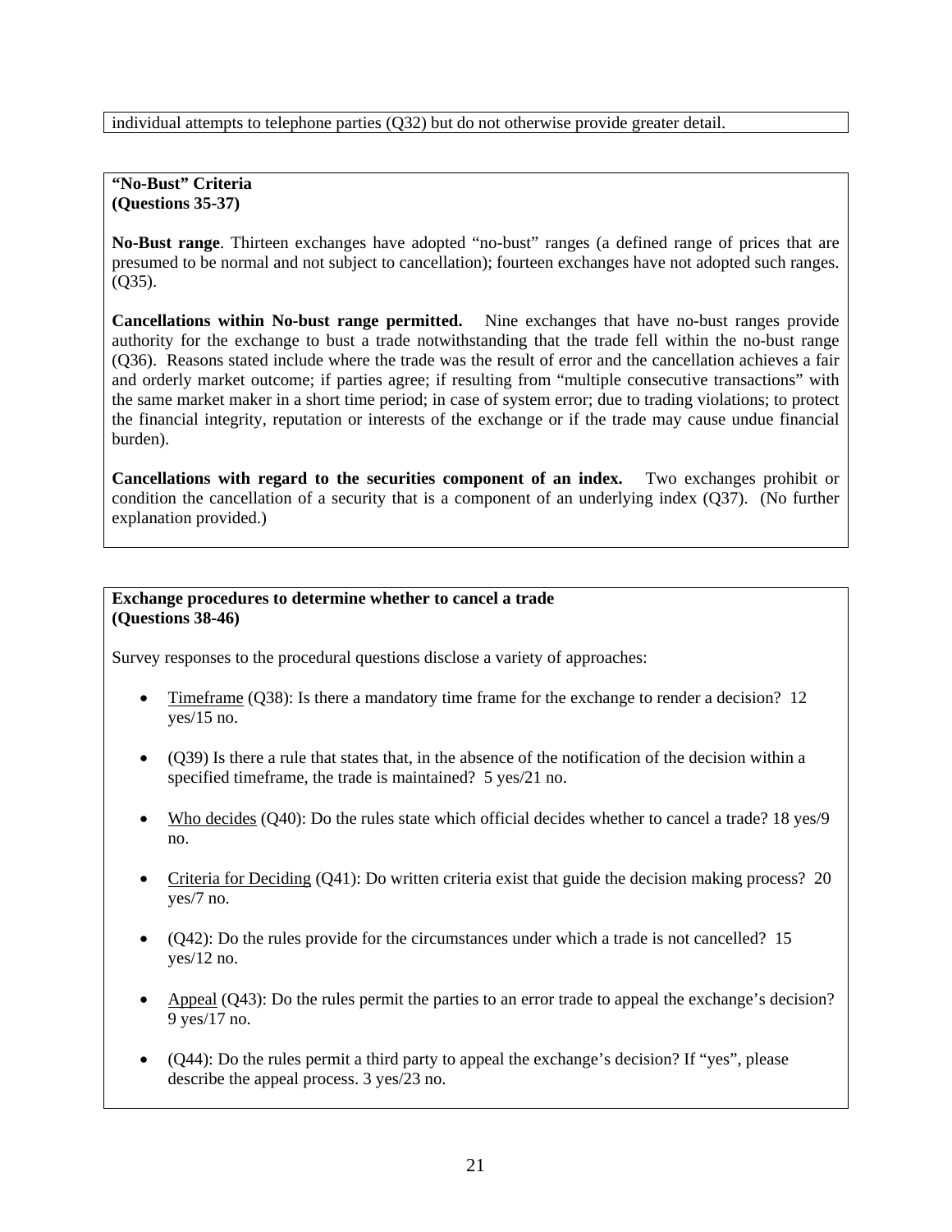individual attempts to telephone parties (Q32) but do not otherwise provide greater detail.

**"No-Bust" Criteria**
**(Questions 35-37)**

**No-Bust range**. Thirteen exchanges have adopted "no-bust" ranges (a defined range of prices that are presumed to be normal and not subject to cancellation); fourteen exchanges have not adopted such ranges. (Q35).

**Cancellations within No-bust range permitted.** Nine exchanges that have no-bust ranges provide authority for the exchange to bust a trade notwithstanding that the trade fell within the no-bust range (Q36). Reasons stated include where the trade was the result of error and the cancellation achieves a fair and orderly market outcome; if parties agree; if resulting from "multiple consecutive transactions" with the same market maker in a short time period; in case of system error; due to trading violations; to protect the financial integrity, reputation or interests of the exchange or if the trade may cause undue financial burden).

**Cancellations with regard to the securities component of an index.** Two exchanges prohibit or condition the cancellation of a security that is a component of an underlying index (Q37). (No further explanation provided.)

**Exchange procedures to determine whether to cancel a trade**
**(Questions 38-46)**

Survey responses to the procedural questions disclose a variety of approaches:

- <u>Timeframe</u> (Q38): Is there a mandatory time frame for the exchange to render a decision? 12 yes/15 no.
- (Q39) Is there a rule that states that, in the absence of the notification of the decision within a specified timeframe, the trade is maintained? 5 yes/21 no.
- <u>Who decides</u> (Q40): Do the rules state which official decides whether to cancel a trade? 18 yes/9 no.
- <u>Criteria for Deciding</u> (Q41): Do written criteria exist that guide the decision making process? 20 yes/7 no.
- (Q42): Do the rules provide for the circumstances under which a trade is not cancelled? 15 yes/12 no.
- <u>Appeal</u> (Q43): Do the rules permit the parties to an error trade to appeal the exchange's decision? 9 yes/17 no.
- (Q44): Do the rules permit a third party to appeal the exchange's decision? If "yes", please describe the appeal process. 3 yes/23 no.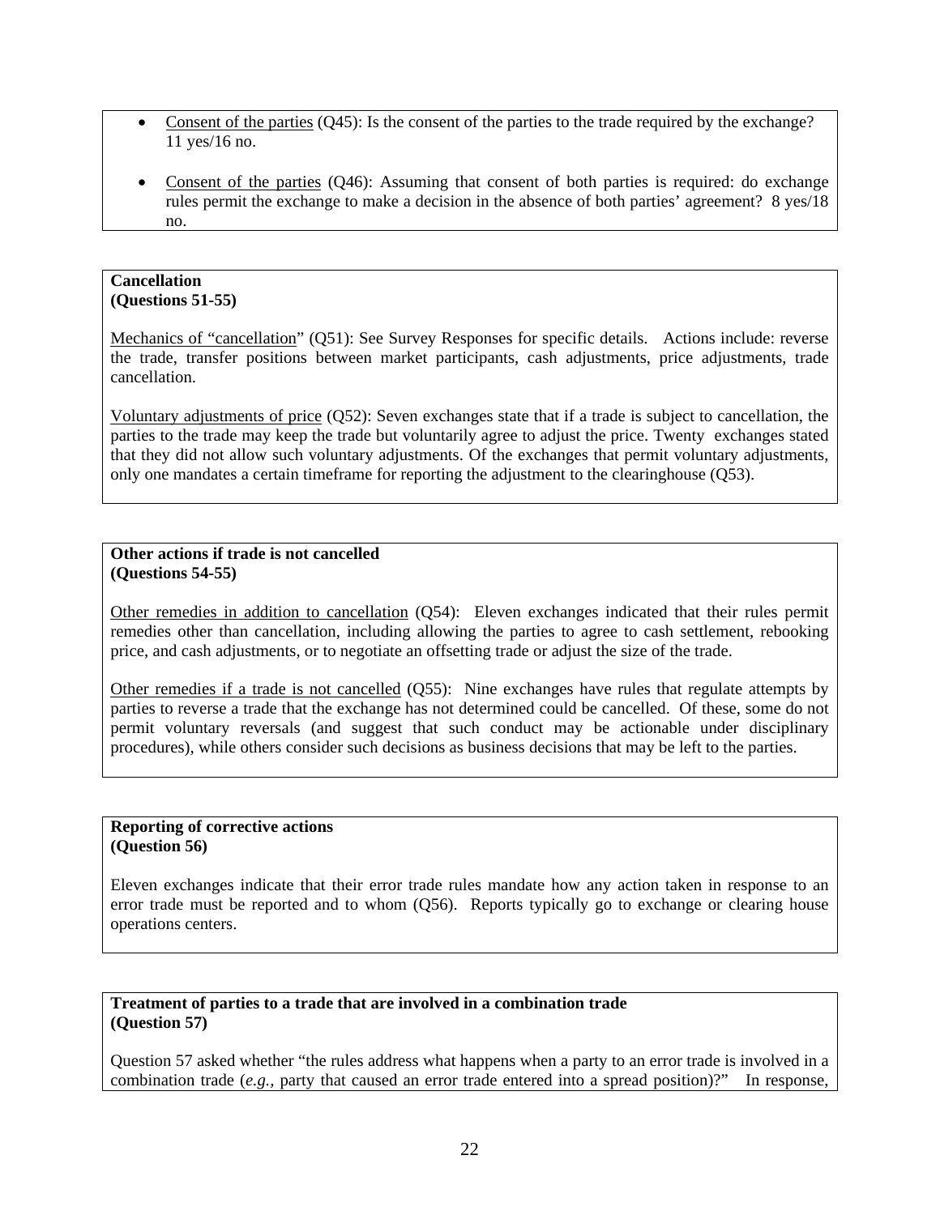- Consent of the parties (Q45): Is the consent of the parties to the trade required by the exchange? 11 yes/16 no.
- Consent of the parties (Q46): Assuming that consent of both parties is required: do exchange rules permit the exchange to make a decision in the absence of both parties' agreement? 8 yes/18 no.

**Cancellation**
**(Questions 51-55)**

Mechanics of "cancellation" (Q51): See Survey Responses for specific details. Actions include: reverse the trade, transfer positions between market participants, cash adjustments, price adjustments, trade cancellation.

Voluntary adjustments of price (Q52): Seven exchanges state that if a trade is subject to cancellation, the parties to the trade may keep the trade but voluntarily agree to adjust the price. Twenty exchanges stated that they did not allow such voluntary adjustments. Of the exchanges that permit voluntary adjustments, only one mandates a certain timeframe for reporting the adjustment to the clearinghouse (Q53).

**Other actions if trade is not cancelled**
**(Questions 54-55)**

Other remedies in addition to cancellation (Q54): Eleven exchanges indicated that their rules permit remedies other than cancellation, including allowing the parties to agree to cash settlement, rebooking price, and cash adjustments, or to negotiate an offsetting trade or adjust the size of the trade.

Other remedies if a trade is not cancelled (Q55): Nine exchanges have rules that regulate attempts by parties to reverse a trade that the exchange has not determined could be cancelled. Of these, some do not permit voluntary reversals (and suggest that such conduct may be actionable under disciplinary procedures), while others consider such decisions as business decisions that may be left to the parties.

**Reporting of corrective actions**
**(Question 56)**

Eleven exchanges indicate that their error trade rules mandate how any action taken in response to an error trade must be reported and to whom (Q56). Reports typically go to exchange or clearing house operations centers.

**Treatment of parties to a trade that are involved in a combination trade**
**(Question 57)**

Question 57 asked whether "the rules address what happens when a party to an error trade is involved in a combination trade (*e.g.*, party that caused an error trade entered into a spread position)?" In response,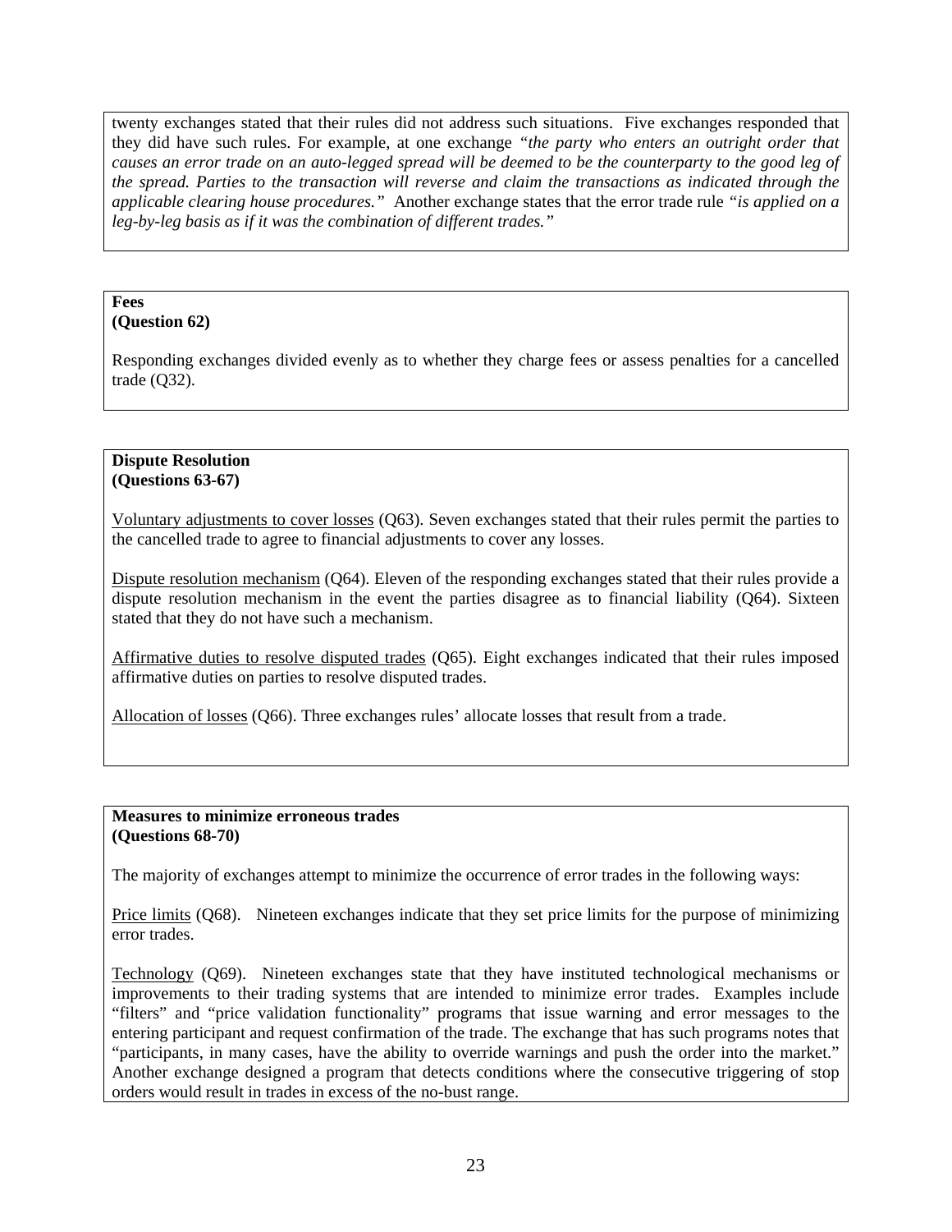twenty exchanges stated that their rules did not address such situations. Five exchanges responded that they did have such rules. For example, at one exchange *"the party who enters an outright order that causes an error trade on an auto-legged spread will be deemed to be the counterparty to the good leg of the spread. Parties to the transaction will reverse and claim the transactions as indicated through the applicable clearing house procedures."* Another exchange states that the error trade rule *"is applied on a leg-by-leg basis as if it was the combination of different trades."*

**Fees**
**(Question 62)**

Responding exchanges divided evenly as to whether they charge fees or assess penalties for a cancelled trade (Q32).

**Dispute Resolution**
**(Questions 63-67)**

<u>Voluntary adjustments to cover losses</u> (Q63). Seven exchanges stated that their rules permit the parties to the cancelled trade to agree to financial adjustments to cover any losses.

<u>Dispute resolution mechanism</u> (Q64). Eleven of the responding exchanges stated that their rules provide a dispute resolution mechanism in the event the parties disagree as to financial liability (Q64). Sixteen stated that they do not have such a mechanism.

<u>Affirmative duties to resolve disputed trades</u> (Q65). Eight exchanges indicated that their rules imposed affirmative duties on parties to resolve disputed trades.

<u>Allocation of losses</u> (Q66). Three exchanges rules' allocate losses that result from a trade.

**Measures to minimize erroneous trades**
**(Questions 68-70)**

The majority of exchanges attempt to minimize the occurrence of error trades in the following ways:

<u>Price limits</u> (Q68). Nineteen exchanges indicate that they set price limits for the purpose of minimizing error trades.

<u>Technology</u> (Q69). Nineteen exchanges state that they have instituted technological mechanisms or improvements to their trading systems that are intended to minimize error trades. Examples include "filters" and "price validation functionality" programs that issue warning and error messages to the entering participant and request confirmation of the trade. The exchange that has such programs notes that "participants, in many cases, have the ability to override warnings and push the order into the market." Another exchange designed a program that detects conditions where the consecutive triggering of stop orders would result in trades in excess of the no-bust range.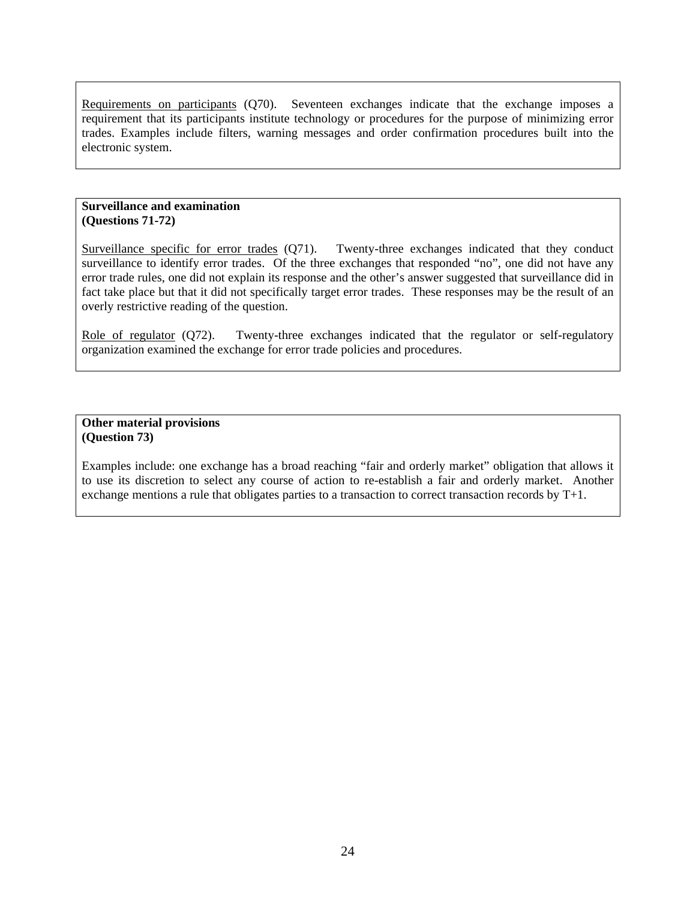Requirements on participants (Q70). Seventeen exchanges indicate that the exchange imposes a requirement that its participants institute technology or procedures for the purpose of minimizing error trades. Examples include filters, warning messages and order confirmation procedures built into the electronic system.

**Surveillance and examination**
**(Questions 71-72)**

Surveillance specific for error trades (Q71). Twenty-three exchanges indicated that they conduct surveillance to identify error trades. Of the three exchanges that responded "no", one did not have any error trade rules, one did not explain its response and the other's answer suggested that surveillance did in fact take place but that it did not specifically target error trades. These responses may be the result of an overly restrictive reading of the question.

Role of regulator (Q72). Twenty-three exchanges indicated that the regulator or self-regulatory organization examined the exchange for error trade policies and procedures.

**Other material provisions**
**(Question 73)**

Examples include: one exchange has a broad reaching "fair and orderly market" obligation that allows it to use its discretion to select any course of action to re-establish a fair and orderly market. Another exchange mentions a rule that obligates parties to a transaction to correct transaction records by T+1.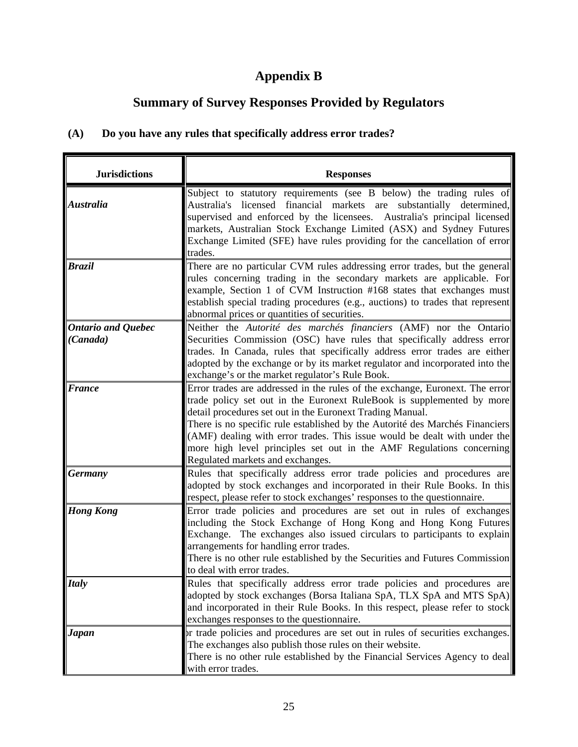# Appendix B

## Summary of Survey Responses Provided by Regulators

### (A) Do you have any rules that specifically address error trades?

| Jurisdictions | Responses |
|---|---|
| ***Australia*** | Subject to statutory requirements (see B below) the trading rules of Australia's licensed financial markets are substantially determined, supervised and enforced by the licensees. Australia's principal licensed markets, Australian Stock Exchange Limited (ASX) and Sydney Futures Exchange Limited (SFE) have rules providing for the cancellation of error trades. |
| ***Brazil*** | There are no particular CVM rules addressing error trades, but the general rules concerning trading in the secondary markets are applicable. For example, Section 1 of CVM Instruction #168 states that exchanges must establish special trading procedures (e.g., auctions) to trades that represent abnormal prices or quantities of securities. |
| ***Ontario and Quebec (Canada)*** | Neither the *Autorité des marchés financiers* (AMF) nor the Ontario Securities Commission (OSC) have rules that specifically address error trades. In Canada, rules that specifically address error trades are either adopted by the exchange or by its market regulator and incorporated into the exchange's or the market regulator's Rule Book. |
| ***France*** | Error trades are addressed in the rules of the exchange, Euronext. The error trade policy set out in the Euronext RuleBook is supplemented by more detail procedures set out in the Euronext Trading Manual.<br>There is no specific rule established by the Autorité des Marchés Financiers (AMF) dealing with error trades. This issue would be dealt with under the more high level principles set out in the AMF Regulations concerning Regulated markets and exchanges. |
| ***Germany*** | Rules that specifically address error trade policies and procedures are adopted by stock exchanges and incorporated in their Rule Books. In this respect, please refer to stock exchanges' responses to the questionnaire. |
| ***Hong Kong*** | Error trade policies and procedures are set out in rules of exchanges including the Stock Exchange of Hong Kong and Hong Kong Futures Exchange. The exchanges also issued circulars to participants to explain arrangements for handling error trades.<br>There is no other rule established by the Securities and Futures Commission to deal with error trades. |
| ***Italy*** | Rules that specifically address error trade policies and procedures are adopted by stock exchanges (Borsa Italiana SpA, TLX SpA and MTS SpA) and incorporated in their Rule Books. In this respect, please refer to stock exchanges responses to the questionnaire. |
| ***Japan*** | or trade policies and procedures are set out in rules of securities exchanges. The exchanges also publish those rules on their website.<br>There is no other rule established by the Financial Services Agency to deal with error trades. |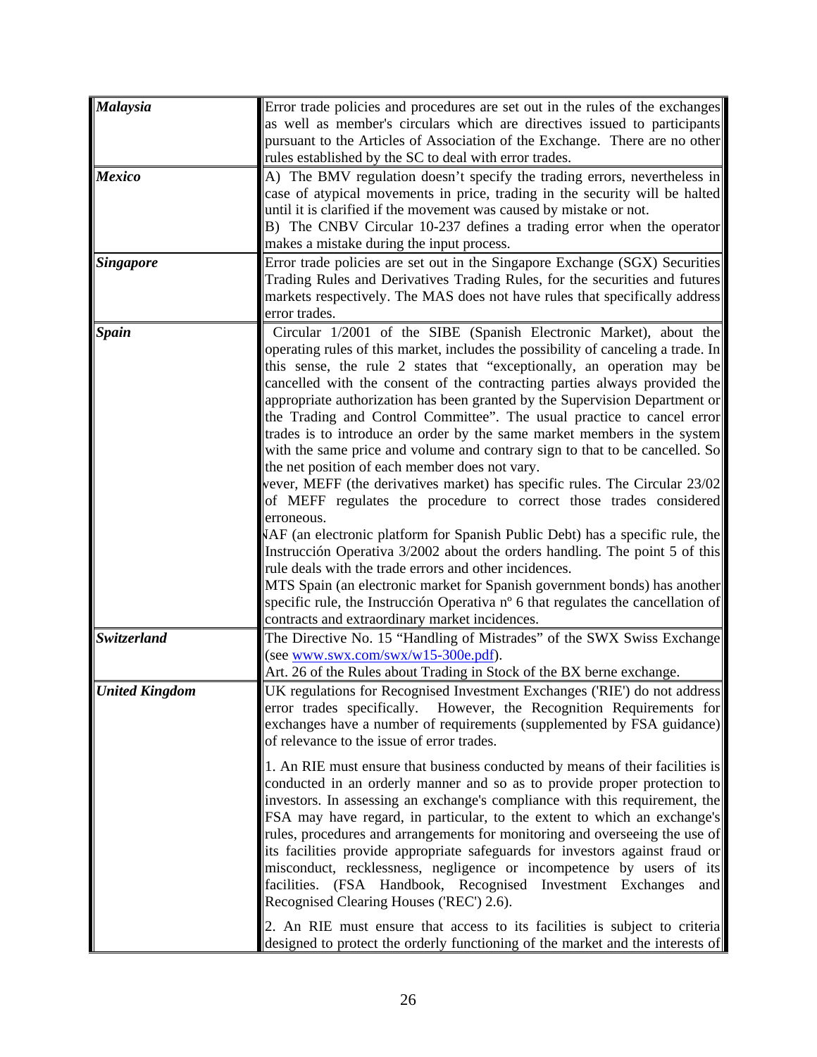| | |
|---|---|
| ***Malaysia*** | Error trade policies and procedures are set out in the rules of the exchanges as well as member's circulars which are directives issued to participants pursuant to the Articles of Association of the Exchange. There are no other rules established by the SC to deal with error trades. |
| ***Mexico*** | A) The BMV regulation doesn't specify the trading errors, nevertheless in case of atypical movements in price, trading in the security will be halted until it is clarified if the movement was caused by mistake or not.<br>B) The CNBV Circular 10-237 defines a trading error when the operator makes a mistake during the input process. |
| ***Singapore*** | Error trade policies are set out in the Singapore Exchange (SGX) Securities Trading Rules and Derivatives Trading Rules, for the securities and futures markets respectively. The MAS does not have rules that specifically address error trades. |
| ***Spain*** | Circular 1/2001 of the SIBE (Spanish Electronic Market), about the operating rules of this market, includes the possibility of canceling a trade. In this sense, the rule 2 states that "exceptionally, an operation may be cancelled with the consent of the contracting parties always provided the appropriate authorization has been granted by the Supervision Department or the Trading and Control Committee". The usual practice to cancel error trades is to introduce an order by the same market members in the system with the same price and volume and contrary sign to that to be cancelled. So the net position of each member does not vary.<br>vever, MEFF (the derivatives market) has specific rules. The Circular 23/02 of MEFF regulates the procedure to correct those trades considered erroneous.<br>VAF (an electronic platform for Spanish Public Debt) has a specific rule, the Instrucción Operativa 3/2002 about the orders handling. The point 5 of this rule deals with the trade errors and other incidences.<br>MTS Spain (an electronic market for Spanish government bonds) has another specific rule, the Instrucción Operativa nº 6 that regulates the cancellation of contracts and extraordinary market incidences. |
| ***Switzerland*** | The Directive No. 15 "Handling of Mistrades" of the SWX Swiss Exchange (see www.swx.com/swx/w15-300e.pdf).<br>Art. 26 of the Rules about Trading in Stock of the BX berne exchange. |
| ***United Kingdom*** | UK regulations for Recognised Investment Exchanges ('RIE') do not address error trades specifically. However, the Recognition Requirements for exchanges have a number of requirements (supplemented by FSA guidance) of relevance to the issue of error trades.<br><br>1. An RIE must ensure that business conducted by means of their facilities is conducted in an orderly manner and so as to provide proper protection to investors. In assessing an exchange's compliance with this requirement, the FSA may have regard, in particular, to the extent to which an exchange's rules, procedures and arrangements for monitoring and overseeing the use of its facilities provide appropriate safeguards for investors against fraud or misconduct, recklessness, negligence or incompetence by users of its facilities. (FSA Handbook, Recognised Investment Exchanges and Recognised Clearing Houses ('REC') 2.6).<br><br>2. An RIE must ensure that access to its facilities is subject to criteria designed to protect the orderly functioning of the market and the interests of |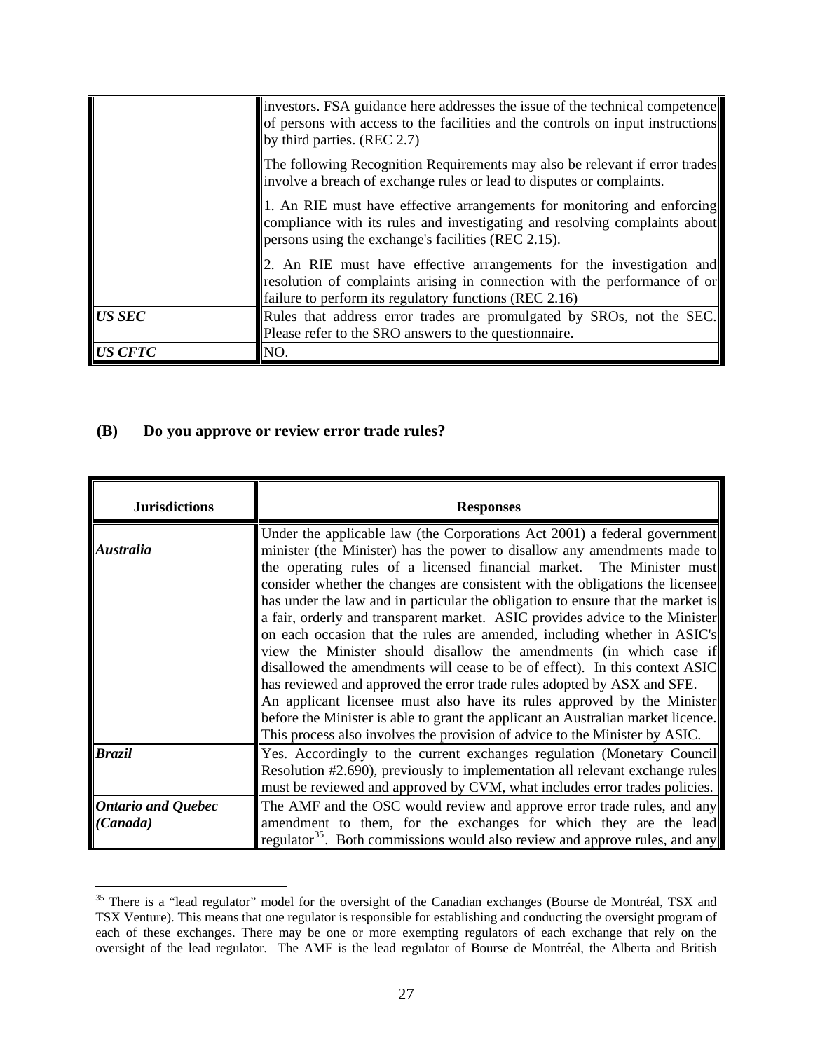| | |
|---|---|
| | investors. FSA guidance here addresses the issue of the technical competence of persons with access to the facilities and the controls on input instructions by third parties. (REC 2.7)<br><br>The following Recognition Requirements may also be relevant if error trades involve a breach of exchange rules or lead to disputes or complaints.<br><br>1. An RIE must have effective arrangements for monitoring and enforcing compliance with its rules and investigating and resolving complaints about persons using the exchange's facilities (REC 2.15).<br><br>2. An RIE must have effective arrangements for the investigation and resolution of complaints arising in connection with the performance of or failure to perform its regulatory functions (REC 2.16) |
| ***US SEC*** | Rules that address error trades are promulgated by SROs, not the SEC. Please refer to the SRO answers to the questionnaire. |
| ***US CFTC*** | NO. |

**(B) Do you approve or review error trade rules?**

| Jurisdictions | Responses |
|---|---|
| ***Australia*** | Under the applicable law (the Corporations Act 2001) a federal government minister (the Minister) has the power to disallow any amendments made to the operating rules of a licensed financial market. The Minister must consider whether the changes are consistent with the obligations the licensee has under the law and in particular the obligation to ensure that the market is a fair, orderly and transparent market. ASIC provides advice to the Minister on each occasion that the rules are amended, including whether in ASIC's view the Minister should disallow the amendments (in which case if disallowed the amendments will cease to be of effect). In this context ASIC has reviewed and approved the error trade rules adopted by ASX and SFE.<br>An applicant licensee must also have its rules approved by the Minister before the Minister is able to grant the applicant an Australian market licence. This process also involves the provision of advice to the Minister by ASIC. |
| ***Brazil*** | Yes. Accordingly to the current exchanges regulation (Monetary Council Resolution #2.690), previously to implementation all relevant exchange rules must be reviewed and approved by CVM, what includes error trades policies. |
| ***Ontario and Quebec (Canada)*** | The AMF and the OSC would review and approve error trade rules, and any amendment to them, for the exchanges for which they are the lead regulator[35]. Both commissions would also review and approve rules, and any |

[35] There is a "lead regulator" model for the oversight of the Canadian exchanges (Bourse de Montréal, TSX and TSX Venture). This means that one regulator is responsible for establishing and conducting the oversight program of each of these exchanges. There may be one or more exempting regulators of each exchange that rely on the oversight of the lead regulator. The AMF is the lead regulator of Bourse de Montréal, the Alberta and British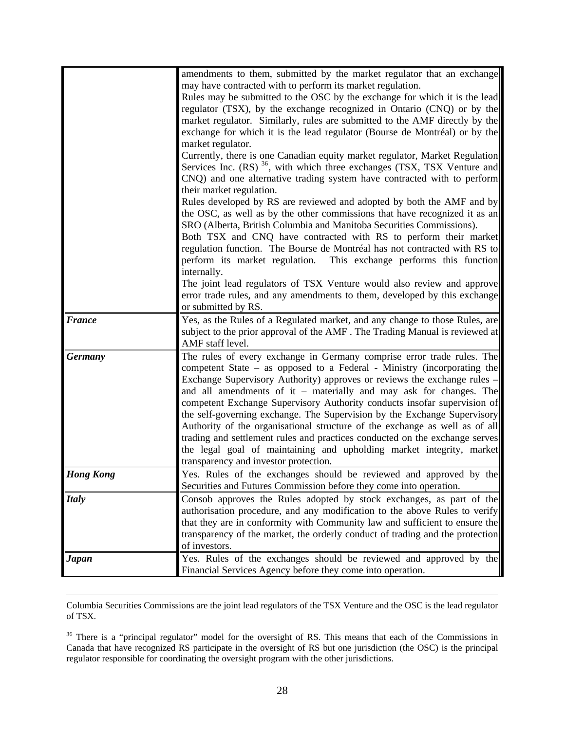| | |
|---|---|
| | amendments to them, submitted by the market regulator that an exchange may have contracted with to perform its market regulation.<br>Rules may be submitted to the OSC by the exchange for which it is the lead regulator (TSX), by the exchange recognized in Ontario (CNQ) or by the market regulator. Similarly, rules are submitted to the AMF directly by the exchange for which it is the lead regulator (Bourse de Montréal) or by the market regulator.<br>Currently, there is one Canadian equity market regulator, Market Regulation Services Inc. (RS) [36], with which three exchanges (TSX, TSX Venture and CNQ) and one alternative trading system have contracted with to perform their market regulation.<br>Rules developed by RS are reviewed and adopted by both the AMF and by the OSC, as well as by the other commissions that have recognized it as an SRO (Alberta, British Columbia and Manitoba Securities Commissions).<br>Both TSX and CNQ have contracted with RS to perform their market regulation function. The Bourse de Montréal has not contracted with RS to perform its market regulation. This exchange performs this function internally.<br>The joint lead regulators of TSX Venture would also review and approve error trade rules, and any amendments to them, developed by this exchange or submitted by RS. |
| ***France*** | Yes, as the Rules of a Regulated market, and any change to those Rules, are subject to the prior approval of the AMF . The Trading Manual is reviewed at AMF staff level. |
| ***Germany*** | The rules of every exchange in Germany comprise error trade rules. The competent State – as opposed to a Federal - Ministry (incorporating the Exchange Supervisory Authority) approves or reviews the exchange rules – and all amendments of it – materially and may ask for changes. The competent Exchange Supervisory Authority conducts insofar supervision of the self-governing exchange. The Supervision by the Exchange Supervisory Authority of the organisational structure of the exchange as well as of all trading and settlement rules and practices conducted on the exchange serves the legal goal of maintaining and upholding market integrity, market transparency and investor protection. |
| ***Hong Kong*** | Yes. Rules of the exchanges should be reviewed and approved by the Securities and Futures Commission before they come into operation. |
| ***Italy*** | Consob approves the Rules adopted by stock exchanges, as part of the authorisation procedure, and any modification to the above Rules to verify that they are in conformity with Community law and sufficient to ensure the transparency of the market, the orderly conduct of trading and the protection of investors. |
| ***Japan*** | Yes. Rules of the exchanges should be reviewed and approved by the Financial Services Agency before they come into operation. |

Columbia Securities Commissions are the joint lead regulators of the TSX Venture and the OSC is the lead regulator of TSX.

[36] There is a "principal regulator" model for the oversight of RS. This means that each of the Commissions in Canada that have recognized RS participate in the oversight of RS but one jurisdiction (the OSC) is the principal regulator responsible for coordinating the oversight program with the other jurisdictions.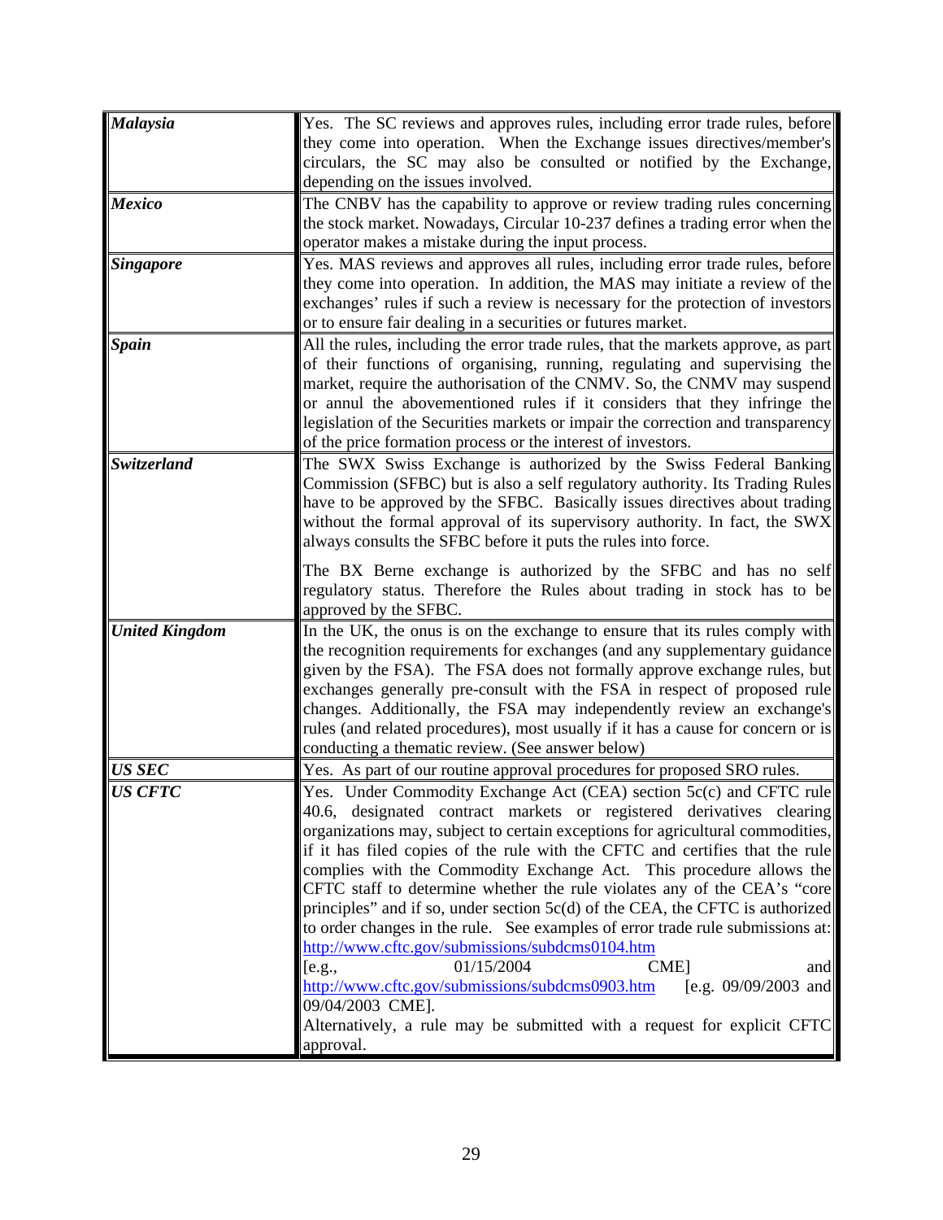| | |
|---|---|
| ***Malaysia*** | Yes. The SC reviews and approves rules, including error trade rules, before they come into operation. When the Exchange issues directives/member's circulars, the SC may also be consulted or notified by the Exchange, depending on the issues involved. |
| ***Mexico*** | The CNBV has the capability to approve or review trading rules concerning the stock market. Nowadays, Circular 10-237 defines a trading error when the operator makes a mistake during the input process. |
| ***Singapore*** | Yes. MAS reviews and approves all rules, including error trade rules, before they come into operation. In addition, the MAS may initiate a review of the exchanges' rules if such a review is necessary for the protection of investors or to ensure fair dealing in a securities or futures market. |
| ***Spain*** | All the rules, including the error trade rules, that the markets approve, as part of their functions of organising, running, regulating and supervising the market, require the authorisation of the CNMV. So, the CNMV may suspend or annul the abovementioned rules if it considers that they infringe the legislation of the Securities markets or impair the correction and transparency of the price formation process or the interest of investors. |
| ***Switzerland*** | The SWX Swiss Exchange is authorized by the Swiss Federal Banking Commission (SFBC) but is also a self regulatory authority. Its Trading Rules have to be approved by the SFBC. Basically issues directives about trading without the formal approval of its supervisory authority. In fact, the SWX always consults the SFBC before it puts the rules into force.<br><br>The BX Berne exchange is authorized by the SFBC and has no self regulatory status. Therefore the Rules about trading in stock has to be approved by the SFBC. |
| ***United Kingdom*** | In the UK, the onus is on the exchange to ensure that its rules comply with the recognition requirements for exchanges (and any supplementary guidance given by the FSA). The FSA does not formally approve exchange rules, but exchanges generally pre-consult with the FSA in respect of proposed rule changes. Additionally, the FSA may independently review an exchange's rules (and related procedures), most usually if it has a cause for concern or is conducting a thematic review. (See answer below) |
| ***US SEC*** | Yes. As part of our routine approval procedures for proposed SRO rules. |
| ***US CFTC*** | Yes. Under Commodity Exchange Act (CEA) section 5c(c) and CFTC rule 40.6, designated contract markets or registered derivatives clearing organizations may, subject to certain exceptions for agricultural commodities, if it has filed copies of the rule with the CFTC and certifies that the rule complies with the Commodity Exchange Act. This procedure allows the CFTC staff to determine whether the rule violates any of the CEA's "core principles" and if so, under section 5c(d) of the CEA, the CFTC is authorized to order changes in the rule. See examples of error trade rule submissions at: http://www.cftc.gov/submissions/subdcms0104.htm [e.g., 01/15/2004 CME] and http://www.cftc.gov/submissions/subdcms0903.htm [e.g. 09/09/2003 and 09/04/2003 CME].<br>Alternatively, a rule may be submitted with a request for explicit CFTC approval. |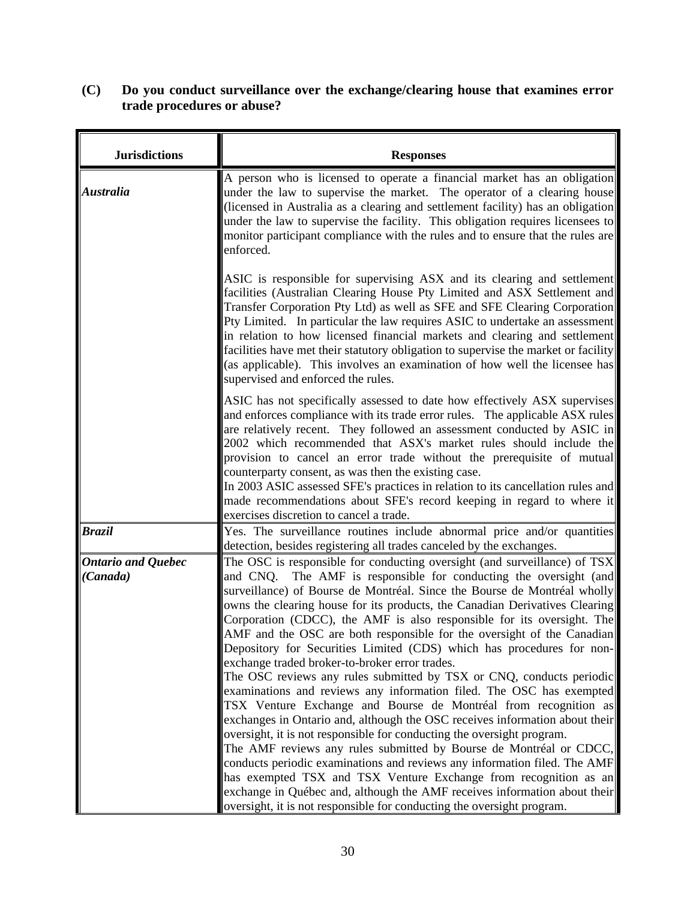**(C) Do you conduct surveillance over the exchange/clearing house that examines error trade procedures or abuse?**

| Jurisdictions | Responses |
| --- | --- |
| ***Australia*** | A person who is licensed to operate a financial market has an obligation under the law to supervise the market. The operator of a clearing house (licensed in Australia as a clearing and settlement facility) has an obligation under the law to supervise the facility. This obligation requires licensees to monitor participant compliance with the rules and to ensure that the rules are enforced.<br><br>ASIC is responsible for supervising ASX and its clearing and settlement facilities (Australian Clearing House Pty Limited and ASX Settlement and Transfer Corporation Pty Ltd) as well as SFE and SFE Clearing Corporation Pty Limited. In particular the law requires ASIC to undertake an assessment in relation to how licensed financial markets and clearing and settlement facilities have met their statutory obligation to supervise the market or facility (as applicable). This involves an examination of how well the licensee has supervised and enforced the rules.<br><br>ASIC has not specifically assessed to date how effectively ASX supervises and enforces compliance with its trade error rules. The applicable ASX rules are relatively recent. They followed an assessment conducted by ASIC in 2002 which recommended that ASX's market rules should include the provision to cancel an error trade without the prerequisite of mutual counterparty consent, as was then the existing case.<br>In 2003 ASIC assessed SFE's practices in relation to its cancellation rules and made recommendations about SFE's record keeping in regard to where it exercises discretion to cancel a trade. |
| ***Brazil*** | Yes. The surveillance routines include abnormal price and/or quantities detection, besides registering all trades canceled by the exchanges. |
| ***Ontario and Quebec (Canada)*** | The OSC is responsible for conducting oversight (and surveillance) of TSX and CNQ. The AMF is responsible for conducting the oversight (and surveillance) of Bourse de Montréal. Since the Bourse de Montréal wholly owns the clearing house for its products, the Canadian Derivatives Clearing Corporation (CDCC), the AMF is also responsible for its oversight. The AMF and the OSC are both responsible for the oversight of the Canadian Depository for Securities Limited (CDS) which has procedures for non-exchange traded broker-to-broker error trades.<br>The OSC reviews any rules submitted by TSX or CNQ, conducts periodic examinations and reviews any information filed. The OSC has exempted TSX Venture Exchange and Bourse de Montréal from recognition as exchanges in Ontario and, although the OSC receives information about their oversight, it is not responsible for conducting the oversight program.<br>The AMF reviews any rules submitted by Bourse de Montréal or CDCC, conducts periodic examinations and reviews any information filed. The AMF has exempted TSX and TSX Venture Exchange from recognition as an exchange in Québec and, although the AMF receives information about their oversight, it is not responsible for conducting the oversight program. |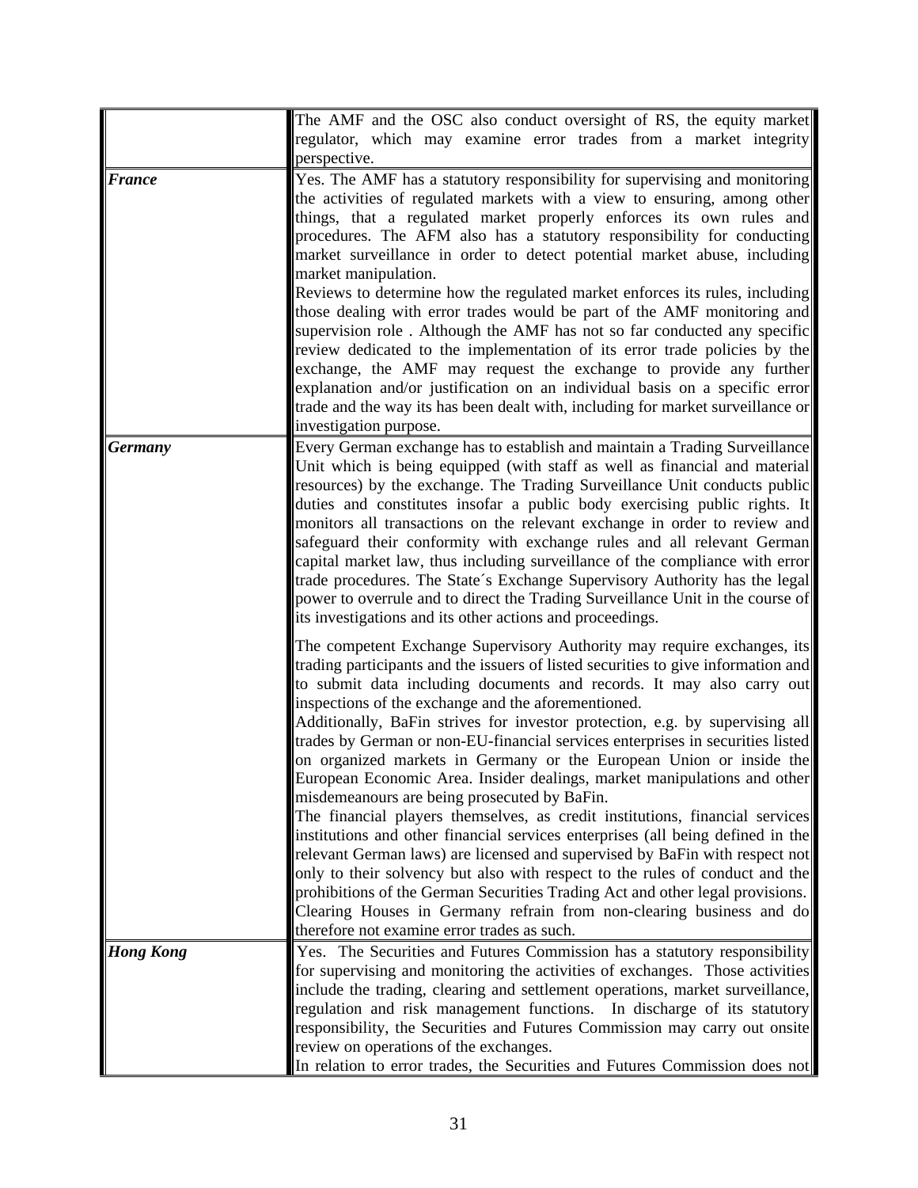| | |
|---|---|
| | The AMF and the OSC also conduct oversight of RS, the equity market regulator, which may examine error trades from a market integrity perspective. |
| ***France*** | Yes. The AMF has a statutory responsibility for supervising and monitoring the activities of regulated markets with a view to ensuring, among other things, that a regulated market properly enforces its own rules and procedures. The AFM also has a statutory responsibility for conducting market surveillance in order to detect potential market abuse, including market manipulation.<br>Reviews to determine how the regulated market enforces its rules, including those dealing with error trades would be part of the AMF monitoring and supervision role . Although the AMF has not so far conducted any specific review dedicated to the implementation of its error trade policies by the exchange, the AMF may request the exchange to provide any further explanation and/or justification on an individual basis on a specific error trade and the way its has been dealt with, including for market surveillance or investigation purpose. |
| ***Germany*** | Every German exchange has to establish and maintain a Trading Surveillance Unit which is being equipped (with staff as well as financial and material resources) by the exchange. The Trading Surveillance Unit conducts public duties and constitutes insofar a public body exercising public rights. It monitors all transactions on the relevant exchange in order to review and safeguard their conformity with exchange rules and all relevant German capital market law, thus including surveillance of the compliance with error trade procedures. The State´s Exchange Supervisory Authority has the legal power to overrule and to direct the Trading Surveillance Unit in the course of its investigations and its other actions and proceedings.<br><br>The competent Exchange Supervisory Authority may require exchanges, its trading participants and the issuers of listed securities to give information and to submit data including documents and records. It may also carry out inspections of the exchange and the aforementioned.<br>Additionally, BaFin strives for investor protection, e.g. by supervising all trades by German or non-EU-financial services enterprises in securities listed on organized markets in Germany or the European Union or inside the European Economic Area. Insider dealings, market manipulations and other misdemeanours are being prosecuted by BaFin.<br>The financial players themselves, as credit institutions, financial services institutions and other financial services enterprises (all being defined in the relevant German laws) are licensed and supervised by BaFin with respect not only to their solvency but also with respect to the rules of conduct and the prohibitions of the German Securities Trading Act and other legal provisions.<br>Clearing Houses in Germany refrain from non-clearing business and do therefore not examine error trades as such. |
| ***Hong Kong*** | Yes. The Securities and Futures Commission has a statutory responsibility for supervising and monitoring the activities of exchanges. Those activities include the trading, clearing and settlement operations, market surveillance, regulation and risk management functions. In discharge of its statutory responsibility, the Securities and Futures Commission may carry out onsite review on operations of the exchanges.<br>In relation to error trades, the Securities and Futures Commission does not |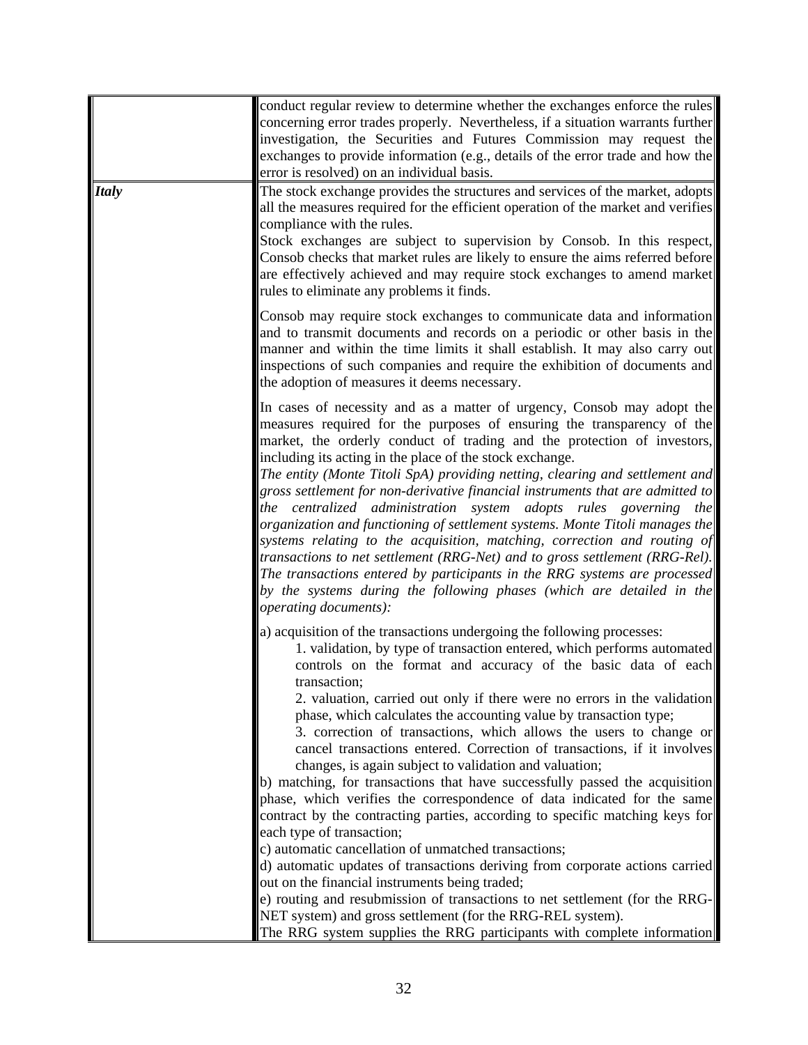| | |
|---|---|
| | conduct regular review to determine whether the exchanges enforce the rules concerning error trades properly. Nevertheless, if a situation warrants further investigation, the Securities and Futures Commission may request the exchanges to provide information (e.g., details of the error trade and how the error is resolved) on an individual basis. |
| ***Italy*** | The stock exchange provides the structures and services of the market, adopts all the measures required for the efficient operation of the market and verifies compliance with the rules.<br>Stock exchanges are subject to supervision by Consob. In this respect, Consob checks that market rules are likely to ensure the aims referred before are effectively achieved and may require stock exchanges to amend market rules to eliminate any problems it finds.<br><br>Consob may require stock exchanges to communicate data and information and to transmit documents and records on a periodic or other basis in the manner and within the time limits it shall establish. It may also carry out inspections of such companies and require the exhibition of documents and the adoption of measures it deems necessary.<br><br>In cases of necessity and as a matter of urgency, Consob may adopt the measures required for the purposes of ensuring the transparency of the market, the orderly conduct of trading and the protection of investors, including its acting in the place of the stock exchange.<br>*The entity (Monte Titoli SpA) providing netting, clearing and settlement and gross settlement for non-derivative financial instruments that are admitted to the centralized administration system adopts rules governing the organization and functioning of settlement systems. Monte Titoli manages the systems relating to the acquisition, matching, correction and routing of transactions to net settlement (RRG-Net) and to gross settlement (RRG-Rel). The transactions entered by participants in the RRG systems are processed by the systems during the following phases (which are detailed in the operating documents):*<br><br>a) acquisition of the transactions undergoing the following processes:<br>1. validation, by type of transaction entered, which performs automated controls on the format and accuracy of the basic data of each transaction;<br>2. valuation, carried out only if there were no errors in the validation phase, which calculates the accounting value by transaction type;<br>3. correction of transactions, which allows the users to change or cancel transactions entered. Correction of transactions, if it involves changes, is again subject to validation and valuation;<br>b) matching, for transactions that have successfully passed the acquisition phase, which verifies the correspondence of data indicated for the same contract by the contracting parties, according to specific matching keys for each type of transaction;<br>c) automatic cancellation of unmatched transactions;<br>d) automatic updates of transactions deriving from corporate actions carried out on the financial instruments being traded;<br>e) routing and resubmission of transactions to net settlement (for the RRG-NET system) and gross settlement (for the RRG-REL system).<br>The RRG system supplies the RRG participants with complete information |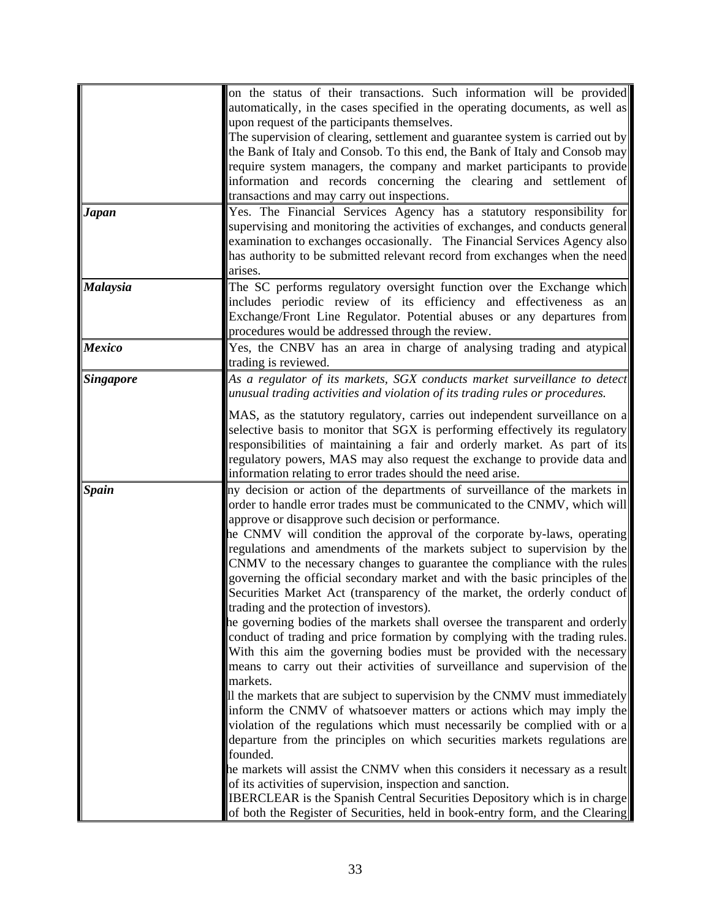| | |
|---|---|
| | on the status of their transactions. Such information will be provided automatically, in the cases specified in the operating documents, as well as upon request of the participants themselves.<br>The supervision of clearing, settlement and guarantee system is carried out by the Bank of Italy and Consob. To this end, the Bank of Italy and Consob may require system managers, the company and market participants to provide information and records concerning the clearing and settlement of transactions and may carry out inspections. |
| ***Japan*** | Yes. The Financial Services Agency has a statutory responsibility for supervising and monitoring the activities of exchanges, and conducts general examination to exchanges occasionally. The Financial Services Agency also has authority to be submitted relevant record from exchanges when the need arises. |
| ***Malaysia*** | The SC performs regulatory oversight function over the Exchange which includes periodic review of its efficiency and effectiveness as an Exchange/Front Line Regulator. Potential abuses or any departures from procedures would be addressed through the review. |
| ***Mexico*** | Yes, the CNBV has an area in charge of analysing trading and atypical trading is reviewed. |
| ***Singapore*** | *As a regulator of its markets, SGX conducts market surveillance to detect unusual trading activities and violation of its trading rules or procedures.*<br>MAS, as the statutory regulatory, carries out independent surveillance on a selective basis to monitor that SGX is performing effectively its regulatory responsibilities of maintaining a fair and orderly market. As part of its regulatory powers, MAS may also request the exchange to provide data and information relating to error trades should the need arise. |
| ***Spain*** | ny decision or action of the departments of surveillance of the markets in order to handle error trades must be communicated to the CNMV, which will approve or disapprove such decision or performance.<br>he CNMV will condition the approval of the corporate by-laws, operating regulations and amendments of the markets subject to supervision by the CNMV to the necessary changes to guarantee the compliance with the rules governing the official secondary market and with the basic principles of the Securities Market Act (transparency of the market, the orderly conduct of trading and the protection of investors).<br>he governing bodies of the markets shall oversee the transparent and orderly conduct of trading and price formation by complying with the trading rules. With this aim the governing bodies must be provided with the necessary means to carry out their activities of surveillance and supervision of the markets.<br>ll the markets that are subject to supervision by the CNMV must immediately inform the CNMV of whatsoever matters or actions which may imply the violation of the regulations which must necessarily be complied with or a departure from the principles on which securities markets regulations are founded.<br>he markets will assist the CNMV when this considers it necessary as a result of its activities of supervision, inspection and sanction.<br>IBERCLEAR is the Spanish Central Securities Depository which is in charge of both the Register of Securities, held in book-entry form, and the Clearing |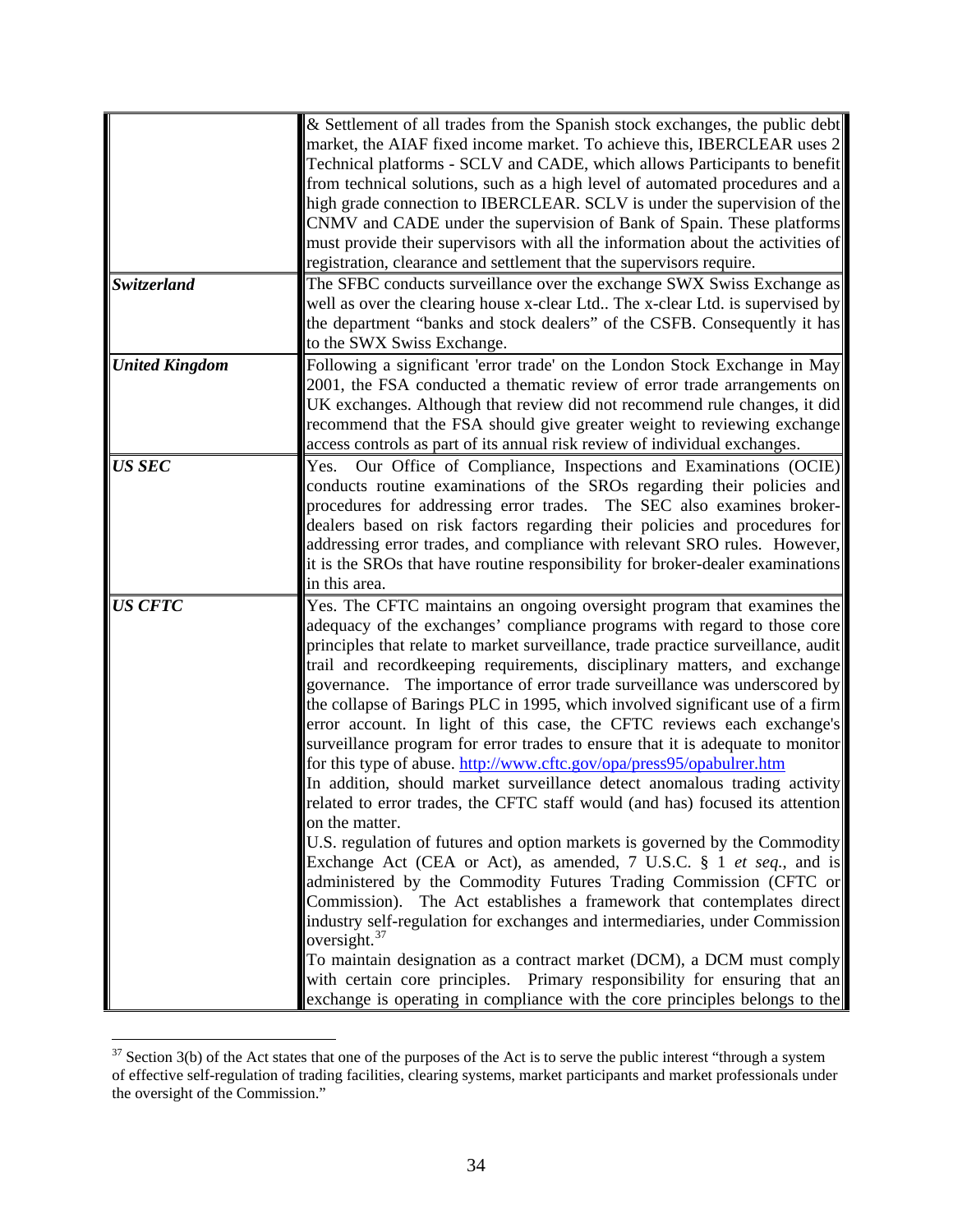| | |
|---|---|
| | & Settlement of all trades from the Spanish stock exchanges, the public debt market, the AIAF fixed income market. To achieve this, IBERCLEAR uses 2 Technical platforms - SCLV and CADE, which allows Participants to benefit from technical solutions, such as a high level of automated procedures and a high grade connection to IBERCLEAR. SCLV is under the supervision of the CNMV and CADE under the supervision of Bank of Spain. These platforms must provide their supervisors with all the information about the activities of registration, clearance and settlement that the supervisors require. |
| ***Switzerland*** | The SFBC conducts surveillance over the exchange SWX Swiss Exchange as well as over the clearing house x-clear Ltd.. The x-clear Ltd. is supervised by the department "banks and stock dealers" of the CSFB. Consequently it has to the SWX Swiss Exchange. |
| ***United Kingdom*** | Following a significant 'error trade' on the London Stock Exchange in May 2001, the FSA conducted a thematic review of error trade arrangements on UK exchanges. Although that review did not recommend rule changes, it did recommend that the FSA should give greater weight to reviewing exchange access controls as part of its annual risk review of individual exchanges. |
| ***US SEC*** | Yes. Our Office of Compliance, Inspections and Examinations (OCIE) conducts routine examinations of the SROs regarding their policies and procedures for addressing error trades. The SEC also examines broker-dealers based on risk factors regarding their policies and procedures for addressing error trades, and compliance with relevant SRO rules. However, it is the SROs that have routine responsibility for broker-dealer examinations in this area. |
| ***US CFTC*** | Yes. The CFTC maintains an ongoing oversight program that examines the adequacy of the exchanges' compliance programs with regard to those core principles that relate to market surveillance, trade practice surveillance, audit trail and recordkeeping requirements, disciplinary matters, and exchange governance. The importance of error trade surveillance was underscored by the collapse of Barings PLC in 1995, which involved significant use of a firm error account. In light of this case, the CFTC reviews each exchange's surveillance program for error trades to ensure that it is adequate to monitor for this type of abuse. http://www.cftc.gov/opa/press95/opabulrer.htm<br>In addition, should market surveillance detect anomalous trading activity related to error trades, the CFTC staff would (and has) focused its attention on the matter.<br>U.S. regulation of futures and option markets is governed by the Commodity Exchange Act (CEA or Act), as amended, 7 U.S.C. § 1 *et seq.*, and is administered by the Commodity Futures Trading Commission (CFTC or Commission). The Act establishes a framework that contemplates direct industry self-regulation for exchanges and intermediaries, under Commission oversight.[37]<br>To maintain designation as a contract market (DCM), a DCM must comply with certain core principles. Primary responsibility for ensuring that an exchange is operating in compliance with the core principles belongs to the |

[37] Section 3(b) of the Act states that one of the purposes of the Act is to serve the public interest "through a system of effective self-regulation of trading facilities, clearing systems, market participants and market professionals under the oversight of the Commission."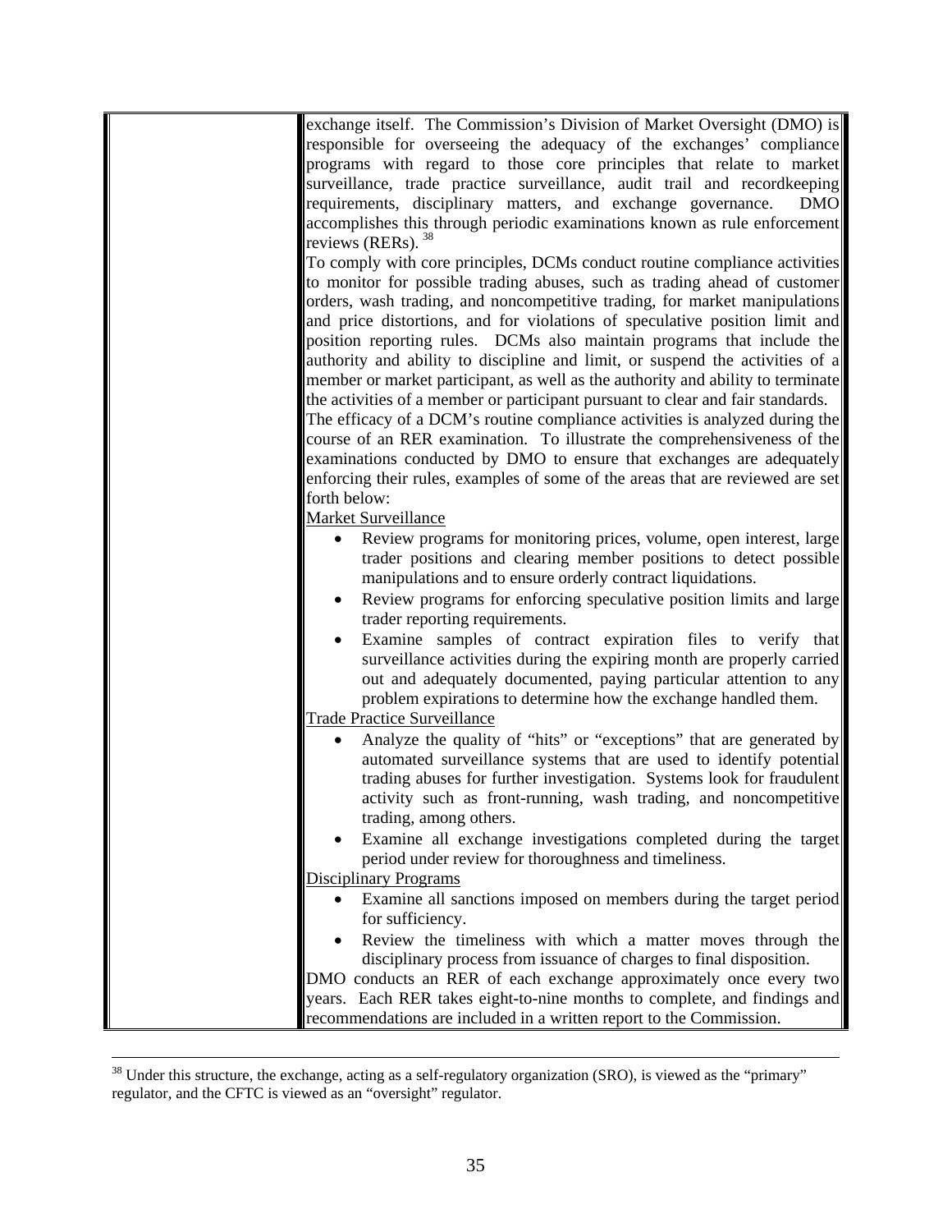| | exchange itself. The Commission's Division of Market Oversight (DMO) is responsible for overseeing the adequacy of the exchanges' compliance programs with regard to those core principles that relate to market surveillance, trade practice surveillance, audit trail and recordkeeping requirements, disciplinary matters, and exchange governance. DMO accomplishes this through periodic examinations known as rule enforcement reviews (RERs).[38]<br>To comply with core principles, DCMs conduct routine compliance activities to monitor for possible trading abuses, such as trading ahead of customer orders, wash trading, and noncompetitive trading, for market manipulations and price distortions, and for violations of speculative position limit and position reporting rules. DCMs also maintain programs that include the authority and ability to discipline and limit, or suspend the activities of a member or market participant, as well as the authority and ability to terminate the activities of a member or participant pursuant to clear and fair standards.<br>The efficacy of a DCM's routine compliance activities is analyzed during the course of an RER examination. To illustrate the comprehensiveness of the examinations conducted by DMO to ensure that exchanges are adequately enforcing their rules, examples of some of the areas that are reviewed are set forth below:<br><u>Market Surveillance</u><br>• Review programs for monitoring prices, volume, open interest, large trader positions and clearing member positions to detect possible manipulations and to ensure orderly contract liquidations.<br>• Review programs for enforcing speculative position limits and large trader reporting requirements.<br>• Examine samples of contract expiration files to verify that surveillance activities during the expiring month are properly carried out and adequately documented, paying particular attention to any problem expirations to determine how the exchange handled them.<br><u>Trade Practice Surveillance</u><br>• Analyze the quality of "hits" or "exceptions" that are generated by automated surveillance systems that are used to identify potential trading abuses for further investigation. Systems look for fraudulent activity such as front-running, wash trading, and noncompetitive trading, among others.<br>• Examine all exchange investigations completed during the target period under review for thoroughness and timeliness.<br><u>Disciplinary Programs</u><br>• Examine all sanctions imposed on members during the target period for sufficiency.<br>• Review the timeliness with which a matter moves through the disciplinary process from issuance of charges to final disposition.<br>DMO conducts an RER of each exchange approximately once every two years. Each RER takes eight-to-nine months to complete, and findings and recommendations are included in a written report to the Commission. |
|---|---|

[38] Under this structure, the exchange, acting as a self-regulatory organization (SRO), is viewed as the "primary" regulator, and the CFTC is viewed as an "oversight" regulator.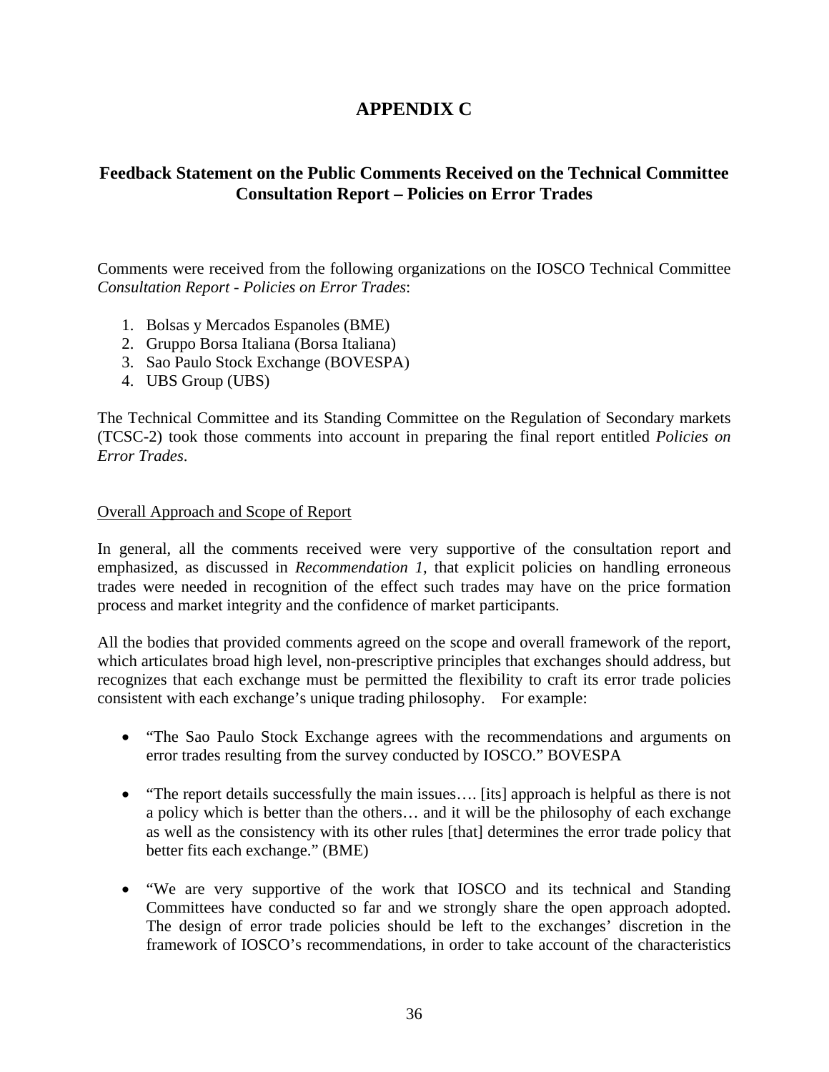# APPENDIX C

## Feedback Statement on the Public Comments Received on the Technical Committee Consultation Report – Policies on Error Trades

Comments were received from the following organizations on the IOSCO Technical Committee *Consultation Report - Policies on Error Trades*:

1. Bolsas y Mercados Espanoles (BME)
2. Gruppo Borsa Italiana (Borsa Italiana)
3. Sao Paulo Stock Exchange (BOVESPA)
4. UBS Group (UBS)

The Technical Committee and its Standing Committee on the Regulation of Secondary markets (TCSC-2) took those comments into account in preparing the final report entitled *Policies on Error Trades*.

<u>Overall Approach and Scope of Report</u>

In general, all the comments received were very supportive of the consultation report and emphasized, as discussed in *Recommendation 1*, that explicit policies on handling erroneous trades were needed in recognition of the effect such trades may have on the price formation process and market integrity and the confidence of market participants.

All the bodies that provided comments agreed on the scope and overall framework of the report, which articulates broad high level, non-prescriptive principles that exchanges should address, but recognizes that each exchange must be permitted the flexibility to craft its error trade policies consistent with each exchange's unique trading philosophy. For example:

- "The Sao Paulo Stock Exchange agrees with the recommendations and arguments on error trades resulting from the survey conducted by IOSCO." BOVESPA
- "The report details successfully the main issues…. [its] approach is helpful as there is not a policy which is better than the others… and it will be the philosophy of each exchange as well as the consistency with its other rules [that] determines the error trade policy that better fits each exchange." (BME)
- "We are very supportive of the work that IOSCO and its technical and Standing Committees have conducted so far and we strongly share the open approach adopted. The design of error trade policies should be left to the exchanges' discretion in the framework of IOSCO's recommendations, in order to take account of the characteristics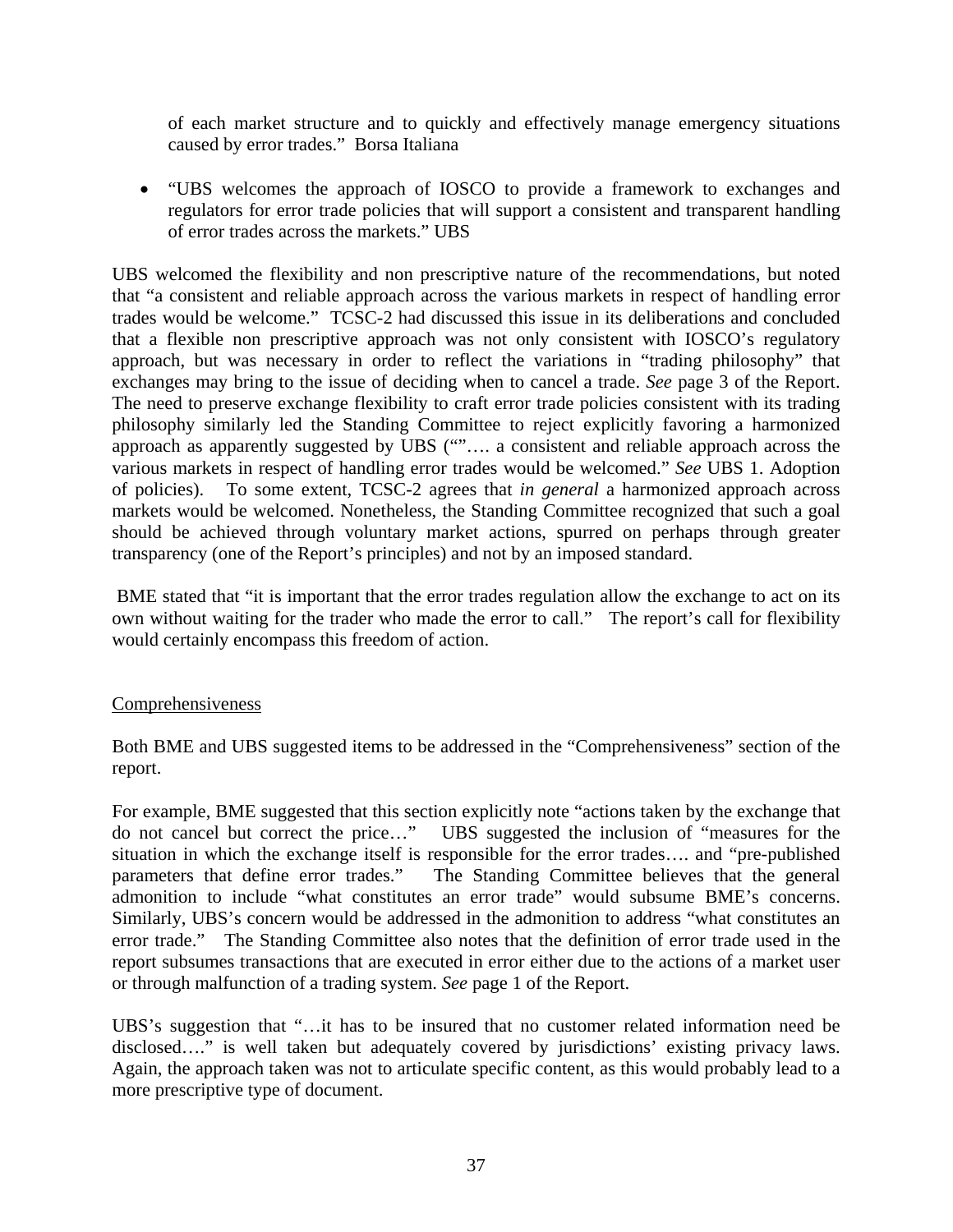of each market structure and to quickly and effectively manage emergency situations caused by error trades." Borsa Italiana

- "UBS welcomes the approach of IOSCO to provide a framework to exchanges and regulators for error trade policies that will support a consistent and transparent handling of error trades across the markets." UBS

UBS welcomed the flexibility and non prescriptive nature of the recommendations, but noted that "a consistent and reliable approach across the various markets in respect of handling error trades would be welcome." TCSC-2 had discussed this issue in its deliberations and concluded that a flexible non prescriptive approach was not only consistent with IOSCO's regulatory approach, but was necessary in order to reflect the variations in "trading philosophy" that exchanges may bring to the issue of deciding when to cancel a trade. *See* page 3 of the Report. The need to preserve exchange flexibility to craft error trade policies consistent with its trading philosophy similarly led the Standing Committee to reject explicitly favoring a harmonized approach as apparently suggested by UBS (""…. a consistent and reliable approach across the various markets in respect of handling error trades would be welcomed." *See* UBS 1. Adoption of policies). To some extent, TCSC-2 agrees that *in general* a harmonized approach across markets would be welcomed. Nonetheless, the Standing Committee recognized that such a goal should be achieved through voluntary market actions, spurred on perhaps through greater transparency (one of the Report's principles) and not by an imposed standard.

BME stated that "it is important that the error trades regulation allow the exchange to act on its own without waiting for the trader who made the error to call." The report's call for flexibility would certainly encompass this freedom of action.

Comprehensiveness

Both BME and UBS suggested items to be addressed in the "Comprehensiveness" section of the report.

For example, BME suggested that this section explicitly note "actions taken by the exchange that do not cancel but correct the price…" UBS suggested the inclusion of "measures for the situation in which the exchange itself is responsible for the error trades…. and "pre-published parameters that define error trades." The Standing Committee believes that the general admonition to include "what constitutes an error trade" would subsume BME's concerns. Similarly, UBS's concern would be addressed in the admonition to address "what constitutes an error trade." The Standing Committee also notes that the definition of error trade used in the report subsumes transactions that are executed in error either due to the actions of a market user or through malfunction of a trading system. *See* page 1 of the Report.

UBS's suggestion that "…it has to be insured that no customer related information need be disclosed…." is well taken but adequately covered by jurisdictions' existing privacy laws. Again, the approach taken was not to articulate specific content, as this would probably lead to a more prescriptive type of document.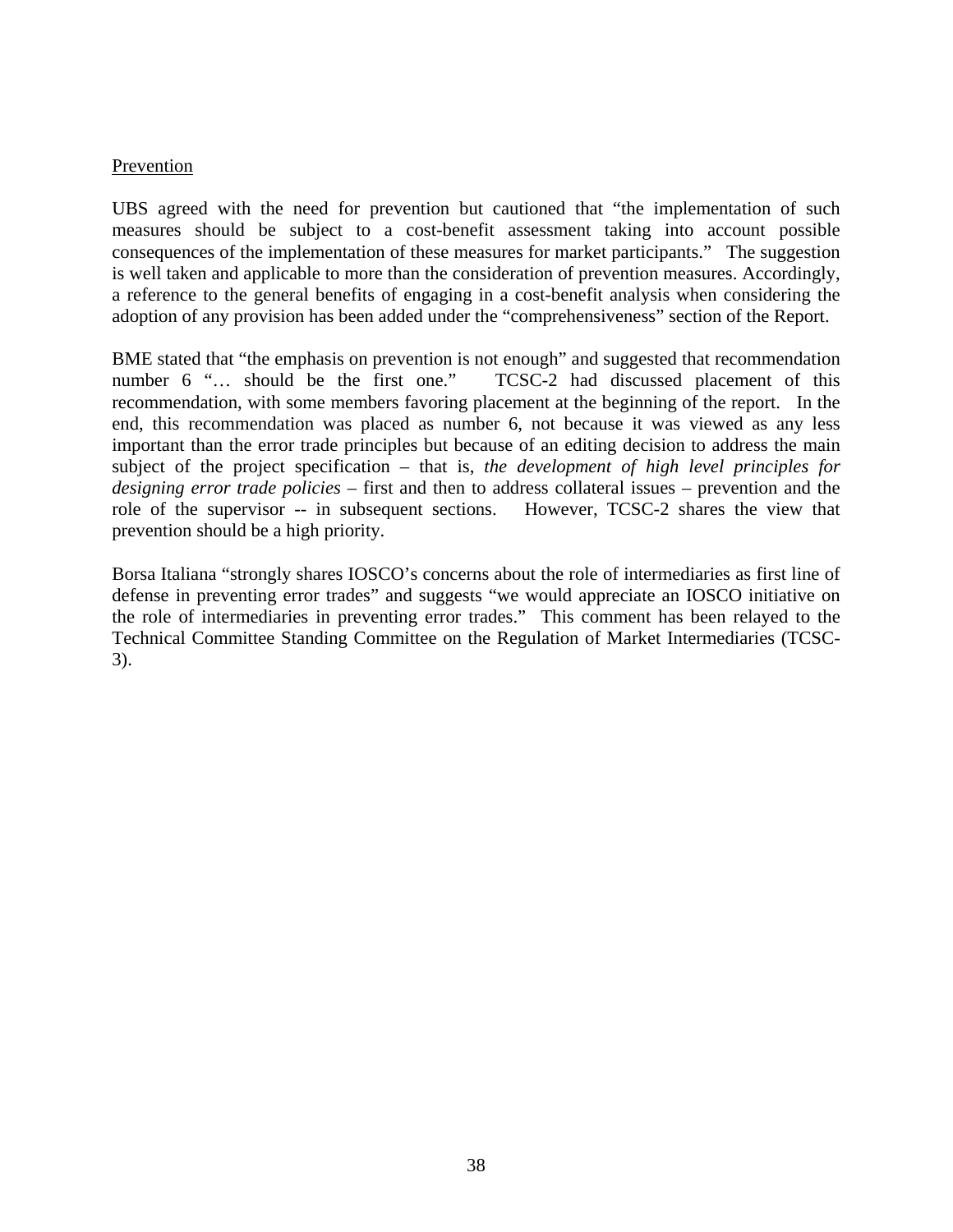Prevention

UBS agreed with the need for prevention but cautioned that "the implementation of such measures should be subject to a cost-benefit assessment taking into account possible consequences of the implementation of these measures for market participants." The suggestion is well taken and applicable to more than the consideration of prevention measures. Accordingly, a reference to the general benefits of engaging in a cost-benefit analysis when considering the adoption of any provision has been added under the "comprehensiveness" section of the Report.

BME stated that "the emphasis on prevention is not enough" and suggested that recommendation number 6 "… should be the first one." TCSC-2 had discussed placement of this recommendation, with some members favoring placement at the beginning of the report. In the end, this recommendation was placed as number 6, not because it was viewed as any less important than the error trade principles but because of an editing decision to address the main subject of the project specification – that is, *the development of high level principles for designing error trade policies* – first and then to address collateral issues – prevention and the role of the supervisor -- in subsequent sections. However, TCSC-2 shares the view that prevention should be a high priority.

Borsa Italiana "strongly shares IOSCO's concerns about the role of intermediaries as first line of defense in preventing error trades" and suggests "we would appreciate an IOSCO initiative on the role of intermediaries in preventing error trades." This comment has been relayed to the Technical Committee Standing Committee on the Regulation of Market Intermediaries (TCSC-3).